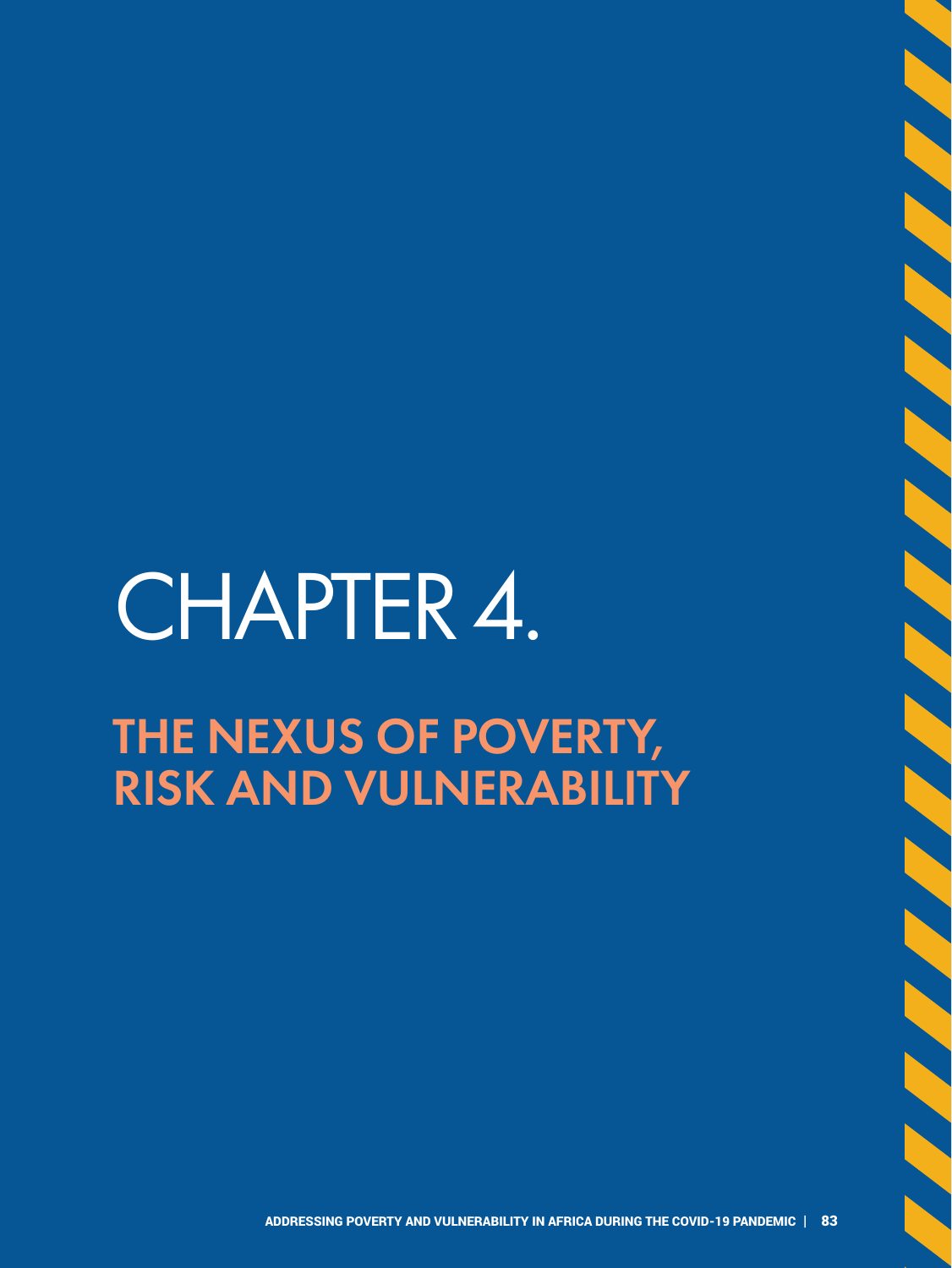# CHAPTER 4.

## THE NEXUS OF POVERTY, RISK AND VULNERABILITY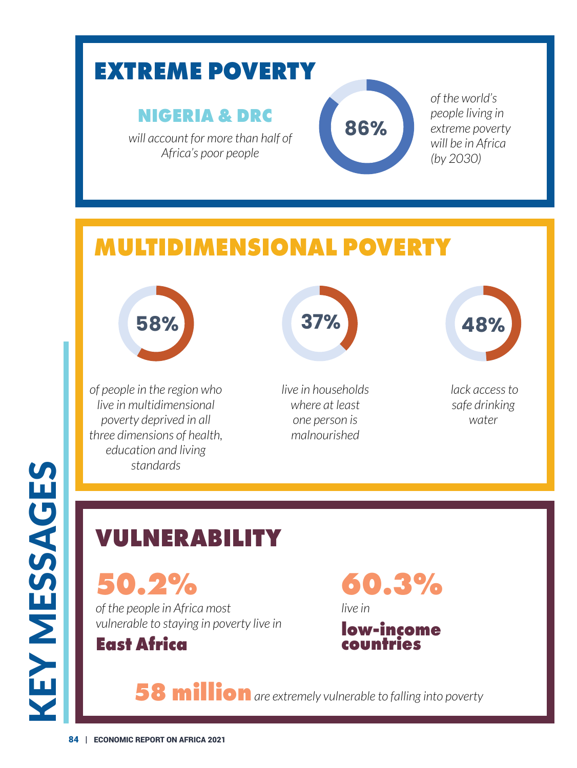# KEY MESSAGES

## EXTREME POVERTY

### NIGERIA & DRC

*will account for more than half of Africa's poor people*

**86%** *of the world's people living in extreme poverty will be in Africa (by 2030)*

## MULTIDIMENSIONAL POVERTY

**58%** *of people in the region who live in multidimensional poverty deprived in all three dimensions of health, education and living standards*

**37%** *live in households where at least one person is malnourished*

**48%** *lack access to safe drinking water*

## VULNERABILITY

**50.2%** *of the people in Africa most vulnerable to staying in poverty live in* **East Africa**

**60.3%** *live in* **low-income countries**

**58 million** *are extremely vulnerable to falling into poverty*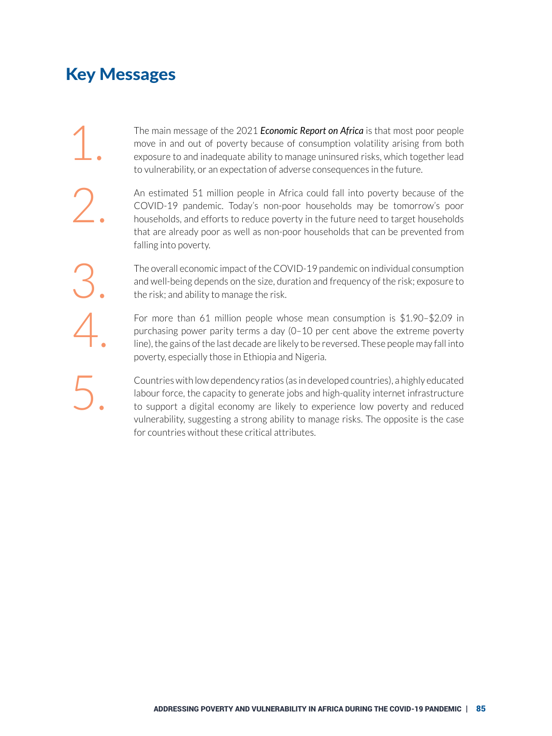## Key Messages

1. The main message of the 2021 ***Economic Report on Africa*** is that most poor people move in and out of poverty because of consumption volatility arising from both exposure to and inadequate ability to manage uninsured risks, which together lead to vulnerability, or an expectation of adverse consequences in the future.

2. An estimated 51 million people in Africa could fall into poverty because of the COVID-19 pandemic. Today's non-poor households may be tomorrow's poor households, and efforts to reduce poverty in the future need to target households that are already poor as well as non-poor households that can be prevented from falling into poverty.

3. The overall economic impact of the COVID-19 pandemic on individual consumption and well-being depends on the size, duration and frequency of the risk; exposure to the risk; and ability to manage the risk.

4. For more than 61 million people whose mean consumption is $1.90–$2.09 in purchasing power parity terms a day (0–10 per cent above the extreme poverty line), the gains of the last decade are likely to be reversed. These people may fall into poverty, especially those in Ethiopia and Nigeria.

5. Countries with low dependency ratios (as in developed countries), a highly educated labour force, the capacity to generate jobs and high-quality internet infrastructure to support a digital economy are likely to experience low poverty and reduced vulnerability, suggesting a strong ability to manage risks. The opposite is the case for countries without these critical attributes.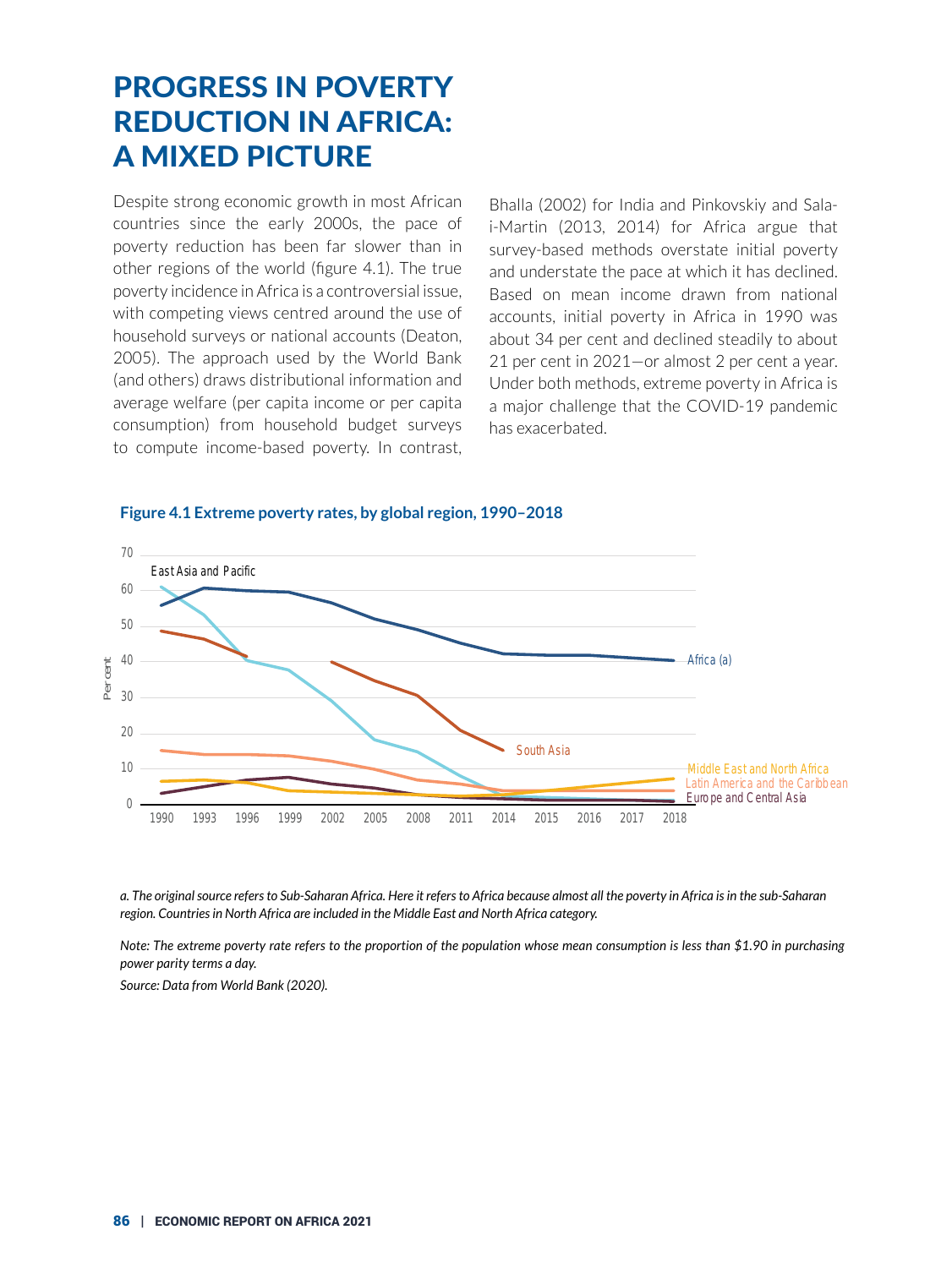# PROGRESS IN POVERTY REDUCTION IN AFRICA: A MIXED PICTURE

Despite strong economic growth in most African countries since the early 2000s, the pace of poverty reduction has been far slower than in other regions of the world (figure 4.1). The true poverty incidence in Africa is a controversial issue, with competing views centred around the use of household surveys or national accounts (Deaton, 2005). The approach used by the World Bank (and others) draws distributional information and average welfare (per capita income or per capita consumption) from household budget surveys to compute income-based poverty. In contrast, Bhalla (2002) for India and Pinkovskiy and Sala-i-Martin (2013, 2014) for Africa argue that survey-based methods overstate initial poverty and understate the pace at which it has declined. Based on mean income drawn from national accounts, initial poverty in Africa in 1990 was about 34 per cent and declined steadily to about 21 per cent in 2021—or almost 2 per cent a year. Under both methods, extreme poverty in Africa is a major challenge that the COVID-19 pandemic has exacerbated.

**Figure 4.1 Extreme poverty rates, by global region, 1990–2018**

*a. The original source refers to Sub-Saharan Africa. Here it refers to Africa because almost all the poverty in Africa is in the sub-Saharan region. Countries in North Africa are included in the Middle East and North Africa category.*

*Note: The extreme poverty rate refers to the proportion of the population whose mean consumption is less than $1.90 in purchasing power parity terms a day.*

*Source: Data from World Bank (2020).*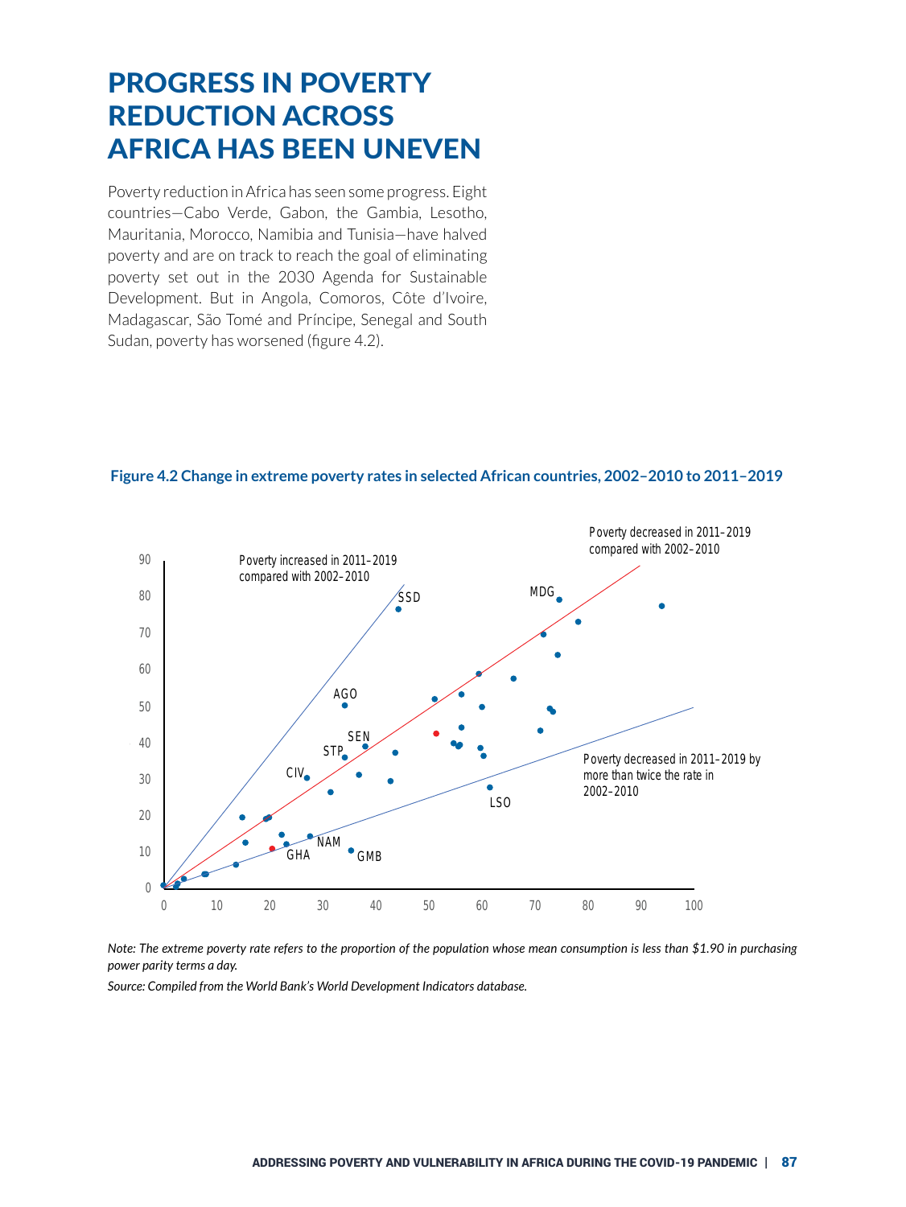# PROGRESS IN POVERTY REDUCTION ACROSS AFRICA HAS BEEN UNEVEN

Poverty reduction in Africa has seen some progress. Eight countries—Cabo Verde, Gabon, the Gambia, Lesotho, Mauritania, Morocco, Namibia and Tunisia—have halved poverty and are on track to reach the goal of eliminating poverty set out in the 2030 Agenda for Sustainable Development. But in Angola, Comoros, Côte d'Ivoire, Madagascar, São Tomé and Príncipe, Senegal and South Sudan, poverty has worsened (figure 4.2).

**Figure 4.2 Change in extreme poverty rates in selected African countries, 2002–2010 to 2011–2019**

*Note: The extreme poverty rate refers to the proportion of the population whose mean consumption is less than $1.90 in purchasing power parity terms a day.*

*Source: Compiled from the World Bank's World Development Indicators database.*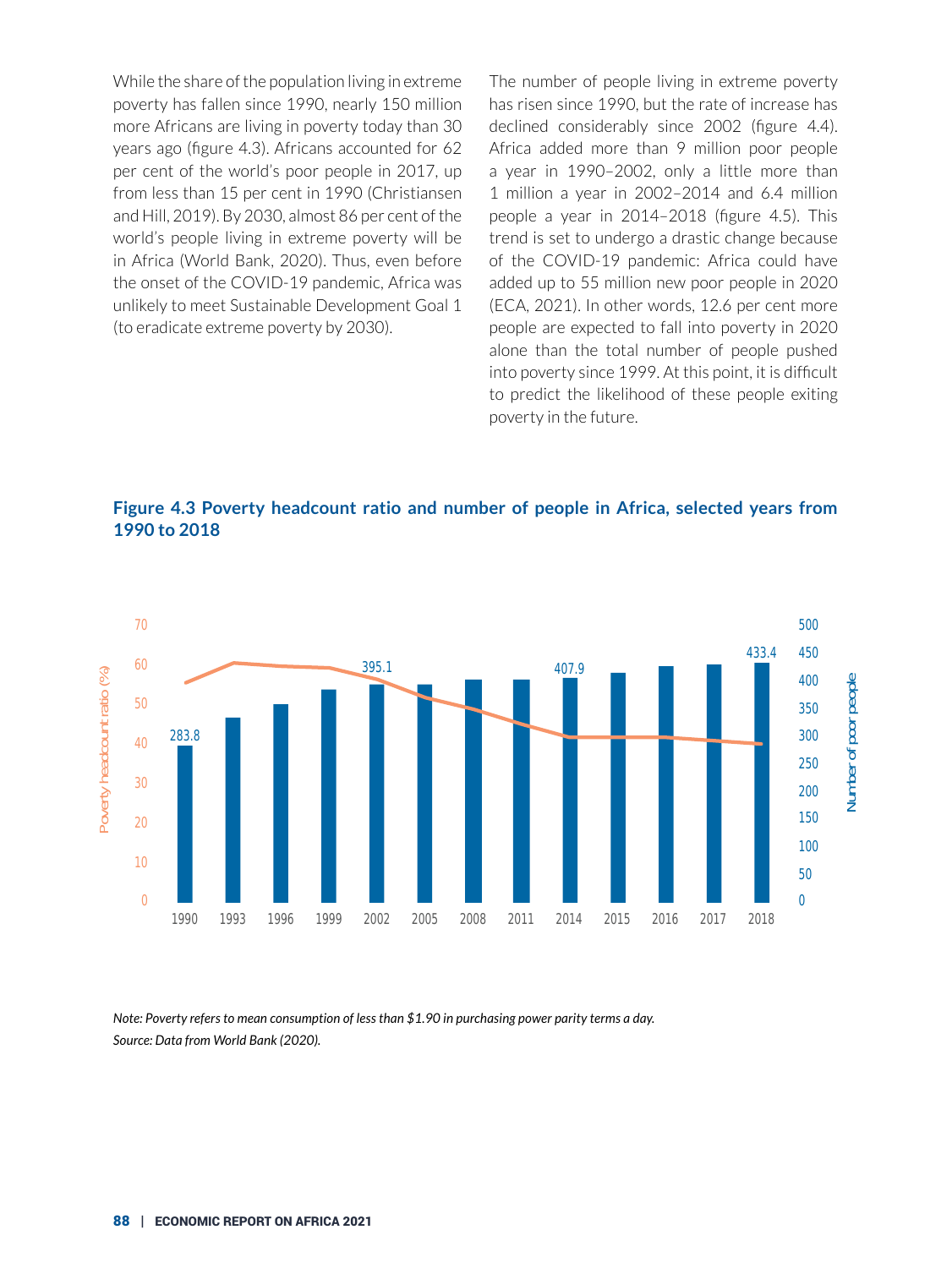While the share of the population living in extreme poverty has fallen since 1990, nearly 150 million more Africans are living in poverty today than 30 years ago (figure 4.3). Africans accounted for 62 per cent of the world's poor people in 2017, up from less than 15 per cent in 1990 (Christiansen and Hill, 2019). By 2030, almost 86 per cent of the world's people living in extreme poverty will be in Africa (World Bank, 2020). Thus, even before the onset of the COVID-19 pandemic, Africa was unlikely to meet Sustainable Development Goal 1 (to eradicate extreme poverty by 2030).

The number of people living in extreme poverty has risen since 1990, but the rate of increase has declined considerably since 2002 (figure 4.4). Africa added more than 9 million poor people a year in 1990–2002, only a little more than 1 million a year in 2002–2014 and 6.4 million people a year in 2014–2018 (figure 4.5). This trend is set to undergo a drastic change because of the COVID-19 pandemic: Africa could have added up to 55 million new poor people in 2020 (ECA, 2021). In other words, 12.6 per cent more people are expected to fall into poverty in 2020 alone than the total number of people pushed into poverty since 1999. At this point, it is difficult to predict the likelihood of these people exiting poverty in the future.

**Figure 4.3 Poverty headcount ratio and number of people in Africa, selected years from 1990 to 2018**

| Year | Number of poor people (labelled values) |
|---|---|
| 1990 | 283.8 |
| 2002 | 395.1 |
| 2014 | 407.9 |
| 2018 | 433.4 |

*Note: Poverty refers to mean consumption of less than $1.90 in purchasing power parity terms a day.*
*Source: Data from World Bank (2020).*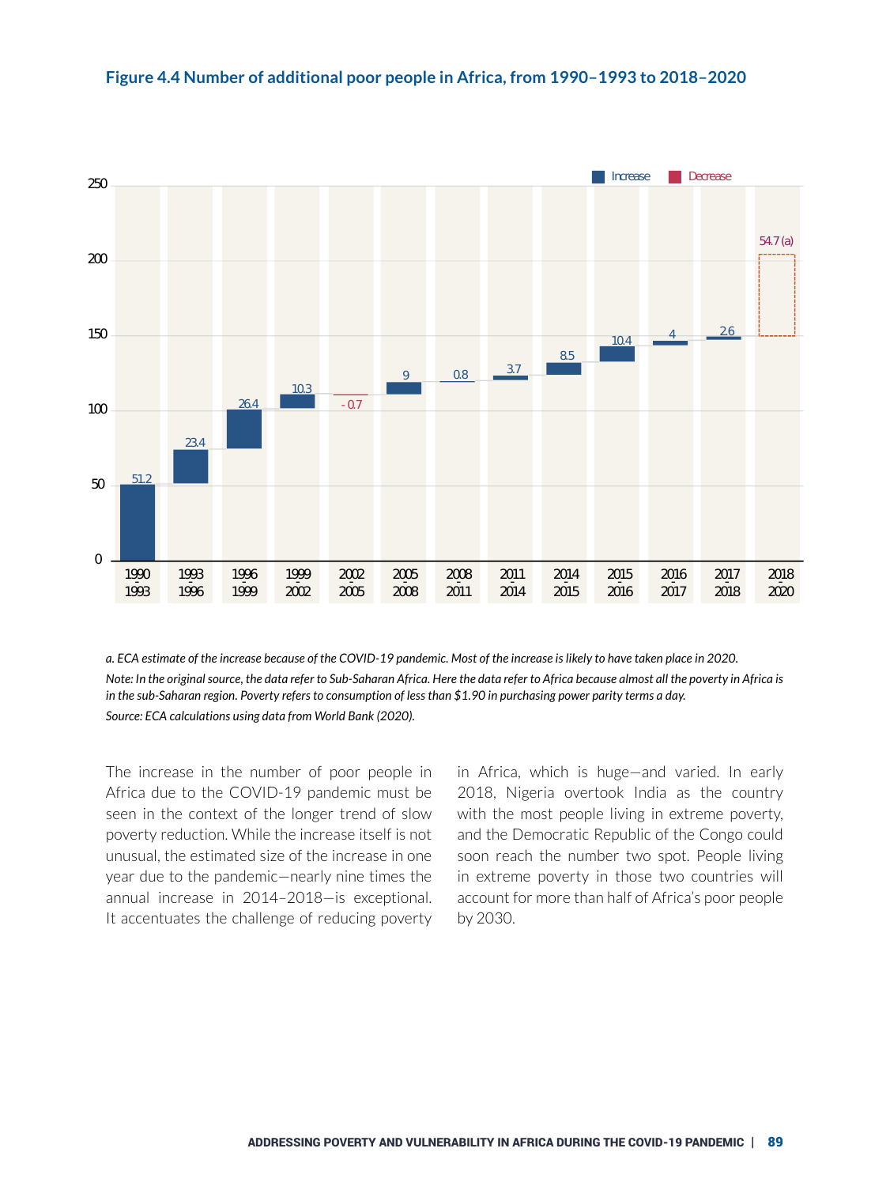### Figure 4.4 Number of additional poor people in Africa, from 1990–1993 to 2018–2020

| Period | Change (millions) |
|---|---|
| 1990–1993 | 51.2 |
| 1993–1996 | 23.4 |
| 1996–1999 | 26.4 |
| 1999–2002 | 10.3 |
| 2002–2005 | - 0.7 |
| 2005–2008 | 9 |
| 2008–2011 | 0.8 |
| 2011–2014 | 3.7 |
| 2014–2015 | 8.5 |
| 2015–2016 | 10.4 |
| 2016–2017 | 4 |
| 2017–2018 | 2.6 |
| 2018–2020 | 54.7 (a) |

*a. ECA estimate of the increase because of the COVID-19 pandemic. Most of the increase is likely to have taken place in 2020.*

*Note: In the original source, the data refer to Sub-Saharan Africa. Here the data refer to Africa because almost all the poverty in Africa is in the sub-Saharan region. Poverty refers to consumption of less than $1.90 in purchasing power parity terms a day.*

*Source: ECA calculations using data from World Bank (2020).*

The increase in the number of poor people in Africa due to the COVID-19 pandemic must be seen in the context of the longer trend of slow poverty reduction. While the increase itself is not unusual, the estimated size of the increase in one year due to the pandemic—nearly nine times the annual increase in 2014–2018—is exceptional. It accentuates the challenge of reducing poverty in Africa, which is huge—and varied. In early 2018, Nigeria overtook India as the country with the most people living in extreme poverty, and the Democratic Republic of the Congo could soon reach the number two spot. People living in extreme poverty in those two countries will account for more than half of Africa's poor people by 2030.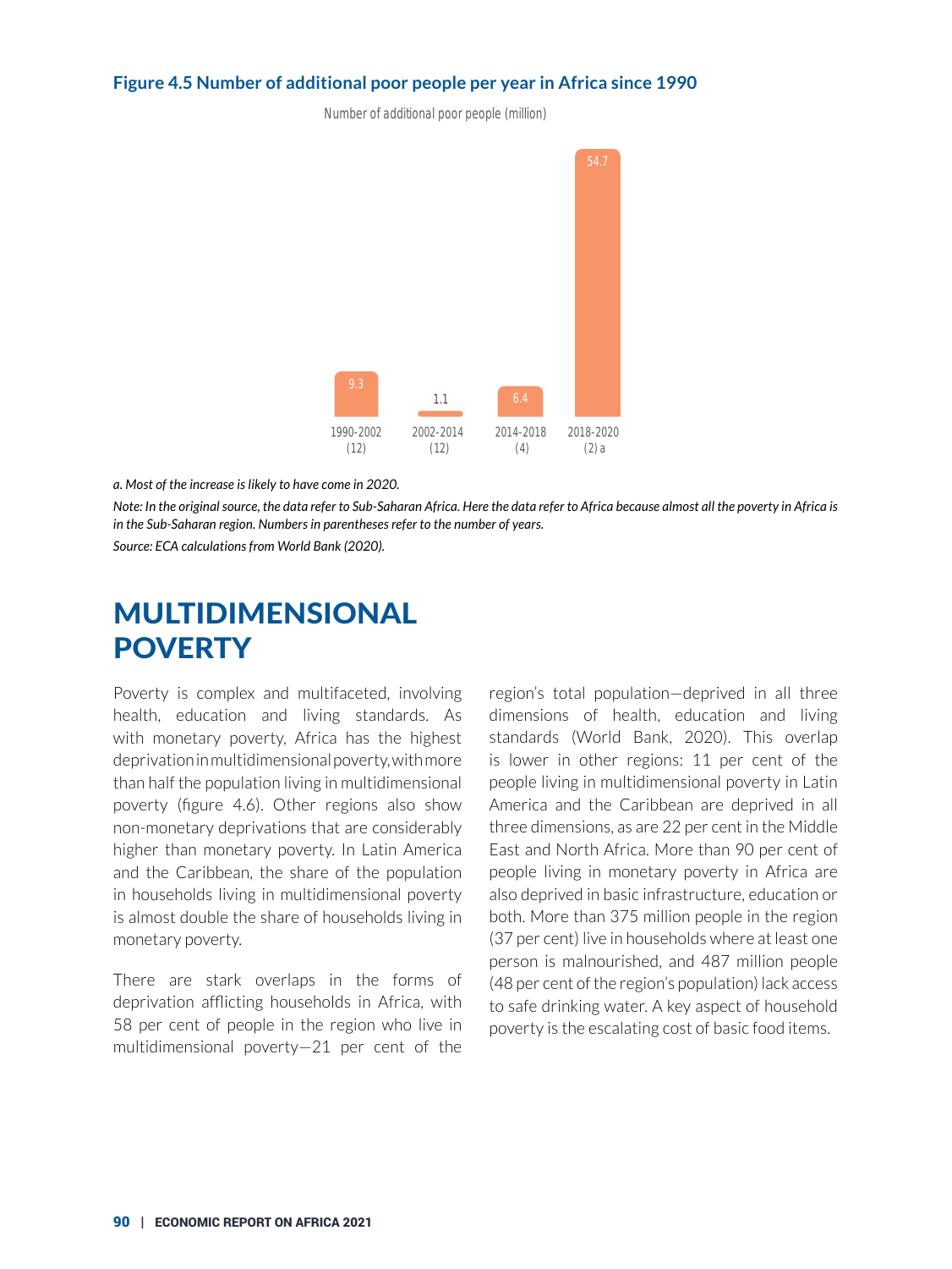**Figure 4.5 Number of additional poor people per year in Africa since 1990**

Number of additional poor people (million)

| Period | Number of additional poor people (million) |
|---|---|
| 1990-2002 (12) | 9.3 |
| 2002-2014 (12) | 1.1 |
| 2014-2018 (4) | 6.4 |
| 2018-2020 (2) a | 54.7 |

*a. Most of the increase is likely to have come in 2020.*

*Note: In the original source, the data refer to Sub-Saharan Africa. Here the data refer to Africa because almost all the poverty in Africa is in the Sub-Saharan region. Numbers in parentheses refer to the number of years.*

*Source: ECA calculations from World Bank (2020).*

# MULTIDIMENSIONAL POVERTY

Poverty is complex and multifaceted, involving health, education and living standards. As with monetary poverty, Africa has the highest deprivation in multidimensional poverty, with more than half the population living in multidimensional poverty (figure 4.6). Other regions also show non-monetary deprivations that are considerably higher than monetary poverty. In Latin America and the Caribbean, the share of the population in households living in multidimensional poverty is almost double the share of households living in monetary poverty.

There are stark overlaps in the forms of deprivation afflicting households in Africa, with 58 per cent of people in the region who live in multidimensional poverty—21 per cent of the region's total population—deprived in all three dimensions of health, education and living standards (World Bank, 2020). This overlap is lower in other regions: 11 per cent of the people living in multidimensional poverty in Latin America and the Caribbean are deprived in all three dimensions, as are 22 per cent in the Middle East and North Africa. More than 90 per cent of people living in monetary poverty in Africa are also deprived in basic infrastructure, education or both. More than 375 million people in the region (37 per cent) live in households where at least one person is malnourished, and 487 million people (48 per cent of the region's population) lack access to safe drinking water. A key aspect of household poverty is the escalating cost of basic food items.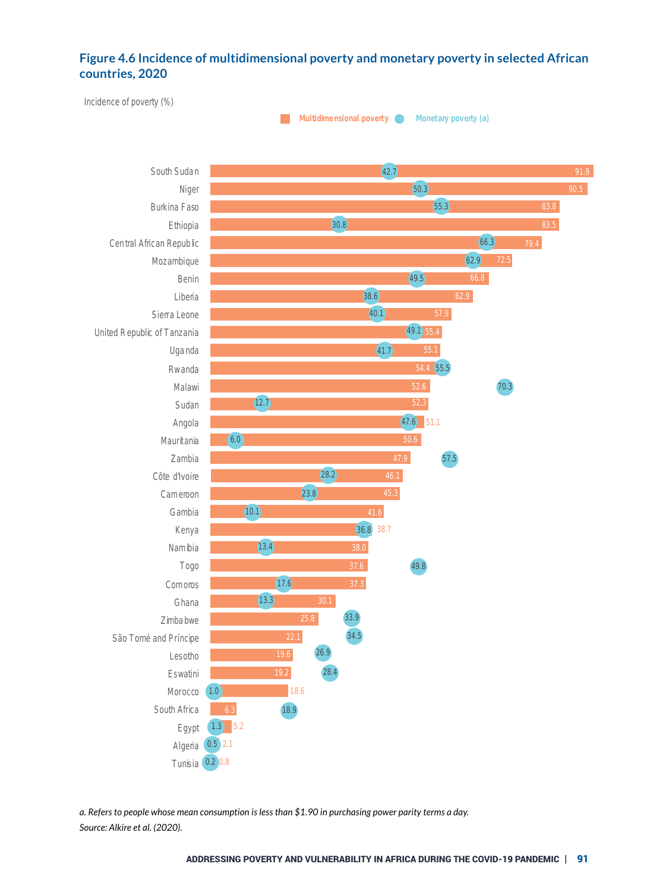### Figure 4.6 Incidence of multidimensional poverty and monetary poverty in selected African countries, 2020

Incidence of poverty (%)

| Country | Multidimensional poverty | Monetary poverty (a) |
|---|---|---|
| South Sudan | 91.9 | 42.7 |
| Niger | 90.5 | 50.3 |
| Burkina Faso | 83.8 | 55.3 |
| Ethiopia | 83.5 | 30.8 |
| Central African Republic | 79.4 | 66.3 |
| Mozambique | 72.5 | 62.9 |
| Benin | 66.8 | 49.5 |
| Liberia | 62.9 | 38.6 |
| Sierra Leone | 57.9 | 40.1 |
| United Republic of Tanzania | 55.4 | 49.1 |
| Uganda | 55.1 | 41.7 |
| Rwanda | 54.4 | 55.5 |
| Malawi | 52.6 | 70.3 |
| Sudan | 52.3 | 12.7 |
| Angola | 51.1 | 47.6 |
| Mauritania | 50.6 | 6.0 |
| Zambia | 47.9 | 57.5 |
| Côte d'Ivoire | 46.1 | 28.2 |
| Cameroon | 45.3 | 23.8 |
| Gambia | 41.6 | 10.1 |
| Kenya | 38.7 | 36.8 |
| Namibia | 38.0 | 13.4 |
| Togo | 37.6 | 49.8 |
| Comoros | 37.3 | 17.6 |
| Ghana | 30.1 | 13.3 |
| Zimbabwe | 25.8 | 33.9 |
| São Tomé and Príncipe | 22.1 | 34.5 |
| Lesotho | 19.6 | 26.9 |
| Eswatini | 19.2 | 28.4 |
| Morocco | 18.6 | 1.0 |
| South Africa | 6.3 | 18.9 |
| Egypt | 5.2 | 1.3 |
| Algeria | 2.1 | 0.5 |
| Tunisia | 0.8 | 0.2 |

*a. Refers to people whose mean consumption is less than $1.90 in purchasing power parity terms a day.*
*Source: Alkire et al. (2020).*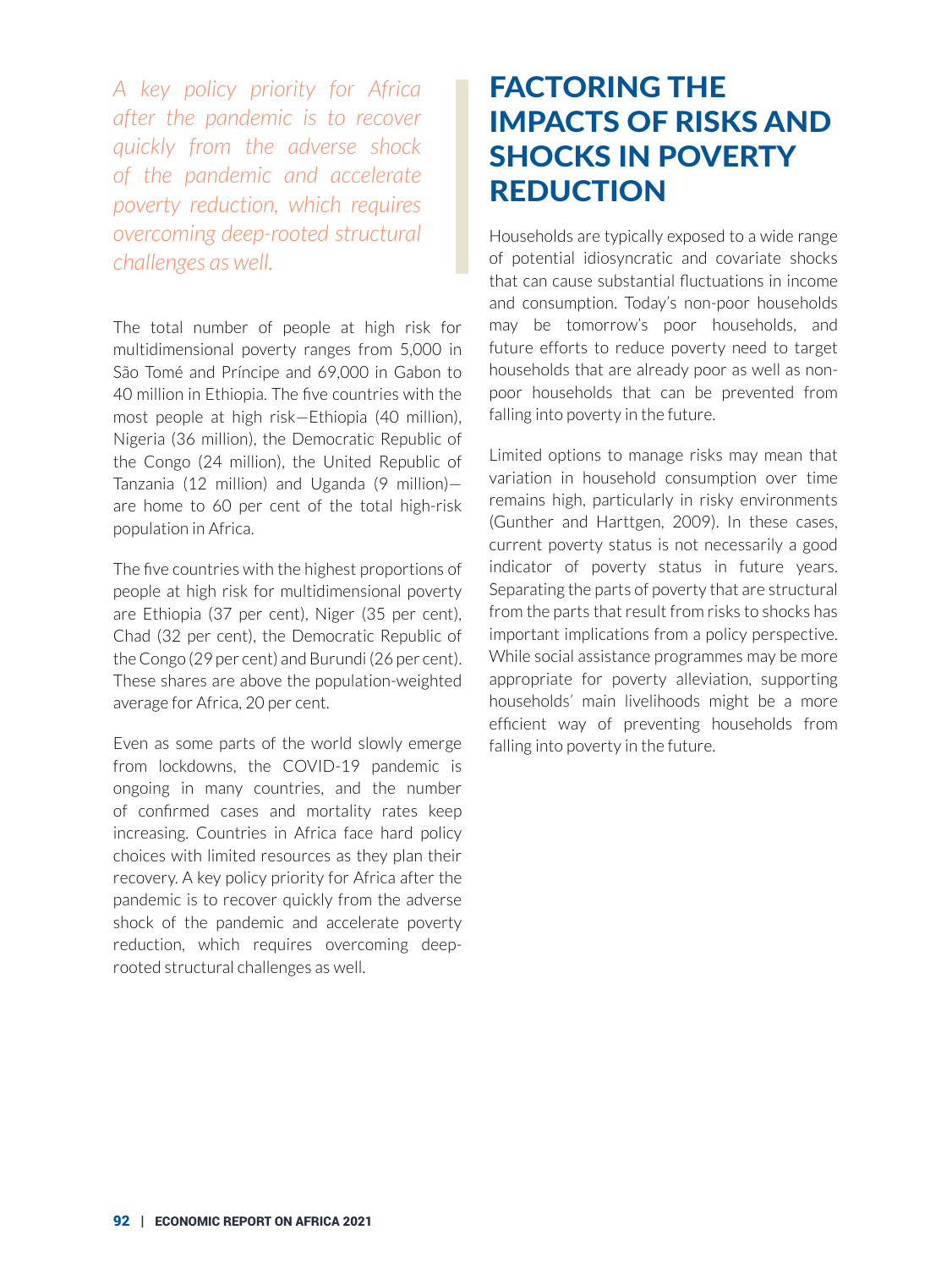*A key policy priority for Africa after the pandemic is to recover quickly from the adverse shock of the pandemic and accelerate poverty reduction, which requires overcoming deep-rooted structural challenges as well.*

The total number of people at high risk for multidimensional poverty ranges from 5,000 in São Tomé and Príncipe and 69,000 in Gabon to 40 million in Ethiopia. The five countries with the most people at high risk—Ethiopia (40 million), Nigeria (36 million), the Democratic Republic of the Congo (24 million), the United Republic of Tanzania (12 million) and Uganda (9 million)—are home to 60 per cent of the total high-risk population in Africa.

The five countries with the highest proportions of people at high risk for multidimensional poverty are Ethiopia (37 per cent), Niger (35 per cent), Chad (32 per cent), the Democratic Republic of the Congo (29 per cent) and Burundi (26 per cent). These shares are above the population-weighted average for Africa, 20 per cent.

Even as some parts of the world slowly emerge from lockdowns, the COVID-19 pandemic is ongoing in many countries, and the number of confirmed cases and mortality rates keep increasing. Countries in Africa face hard policy choices with limited resources as they plan their recovery. A key policy priority for Africa after the pandemic is to recover quickly from the adverse shock of the pandemic and accelerate poverty reduction, which requires overcoming deep-rooted structural challenges as well.

## FACTORING THE IMPACTS OF RISKS AND SHOCKS IN POVERTY REDUCTION

Households are typically exposed to a wide range of potential idiosyncratic and covariate shocks that can cause substantial fluctuations in income and consumption. Today's non-poor households may be tomorrow's poor households, and future efforts to reduce poverty need to target households that are already poor as well as non-poor households that can be prevented from falling into poverty in the future.

Limited options to manage risks may mean that variation in household consumption over time remains high, particularly in risky environments (Gunther and Harttgen, 2009). In these cases, current poverty status is not necessarily a good indicator of poverty status in future years. Separating the parts of poverty that are structural from the parts that result from risks to shocks has important implications from a policy perspective. While social assistance programmes may be more appropriate for poverty alleviation, supporting households' main livelihoods might be a more efficient way of preventing households from falling into poverty in the future.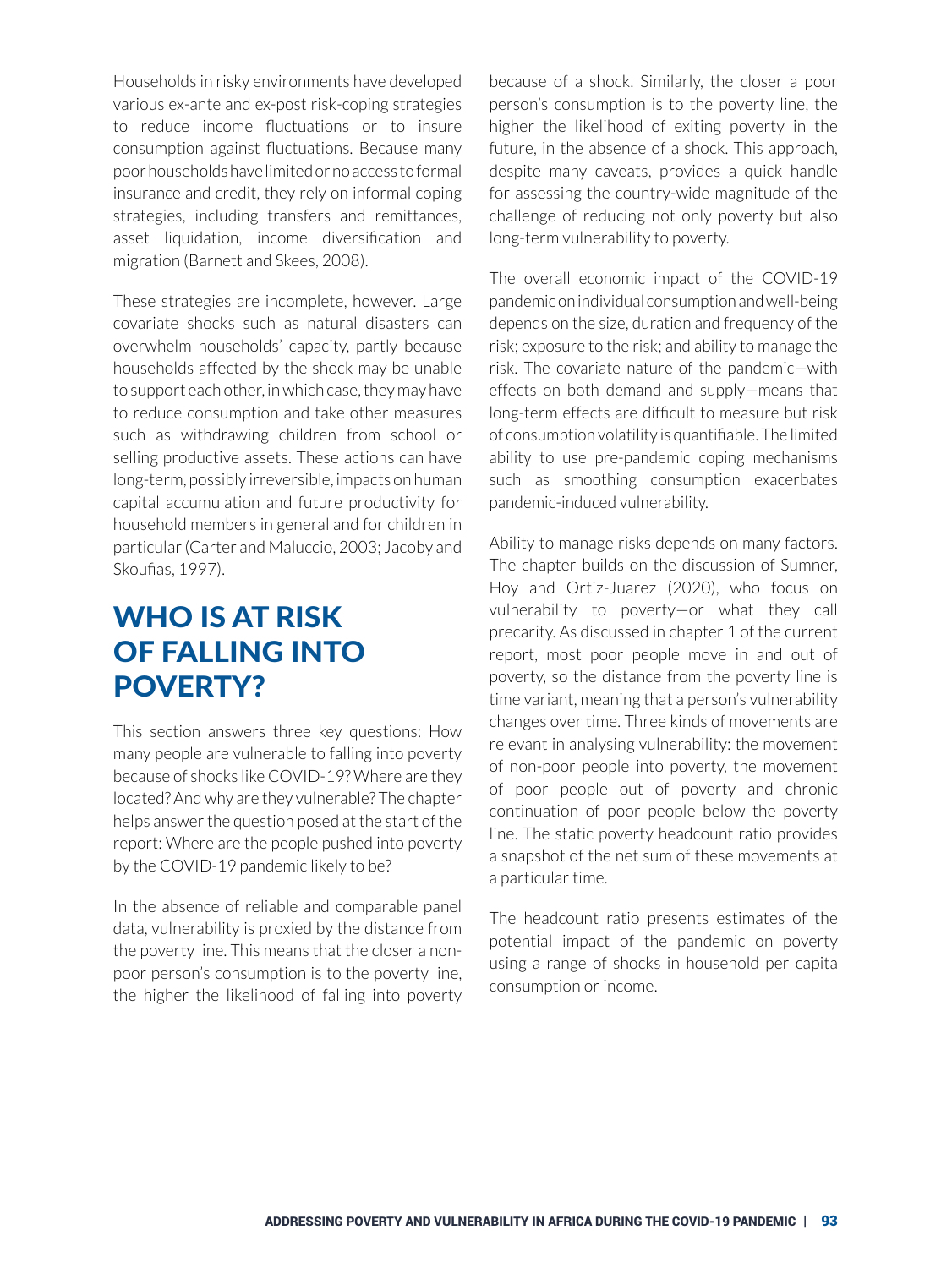Households in risky environments have developed various ex-ante and ex-post risk-coping strategies to reduce income fluctuations or to insure consumption against fluctuations. Because many poor households have limited or no access to formal insurance and credit, they rely on informal coping strategies, including transfers and remittances, asset liquidation, income diversification and migration (Barnett and Skees, 2008).

These strategies are incomplete, however. Large covariate shocks such as natural disasters can overwhelm households' capacity, partly because households affected by the shock may be unable to support each other, in which case, they may have to reduce consumption and take other measures such as withdrawing children from school or selling productive assets. These actions can have long-term, possibly irreversible, impacts on human capital accumulation and future productivity for household members in general and for children in particular (Carter and Maluccio, 2003; Jacoby and Skoufias, 1997).

# WHO IS AT RISK OF FALLING INTO POVERTY?

This section answers three key questions: How many people are vulnerable to falling into poverty because of shocks like COVID-19? Where are they located? And why are they vulnerable? The chapter helps answer the question posed at the start of the report: Where are the people pushed into poverty by the COVID-19 pandemic likely to be?

In the absence of reliable and comparable panel data, vulnerability is proxied by the distance from the poverty line. This means that the closer a non-poor person's consumption is to the poverty line, the higher the likelihood of falling into poverty because of a shock. Similarly, the closer a poor person's consumption is to the poverty line, the higher the likelihood of exiting poverty in the future, in the absence of a shock. This approach, despite many caveats, provides a quick handle for assessing the country-wide magnitude of the challenge of reducing not only poverty but also long-term vulnerability to poverty.

The overall economic impact of the COVID-19 pandemic on individual consumption and well-being depends on the size, duration and frequency of the risk; exposure to the risk; and ability to manage the risk. The covariate nature of the pandemic—with effects on both demand and supply—means that long-term effects are difficult to measure but risk of consumption volatility is quantifiable. The limited ability to use pre-pandemic coping mechanisms such as smoothing consumption exacerbates pandemic-induced vulnerability.

Ability to manage risks depends on many factors. The chapter builds on the discussion of Sumner, Hoy and Ortiz-Juarez (2020), who focus on vulnerability to poverty—or what they call precarity. As discussed in chapter 1 of the current report, most poor people move in and out of poverty, so the distance from the poverty line is time variant, meaning that a person's vulnerability changes over time. Three kinds of movements are relevant in analysing vulnerability: the movement of non-poor people into poverty, the movement of poor people out of poverty and chronic continuation of poor people below the poverty line. The static poverty headcount ratio provides a snapshot of the net sum of these movements at a particular time.

The headcount ratio presents estimates of the potential impact of the pandemic on poverty using a range of shocks in household per capita consumption or income.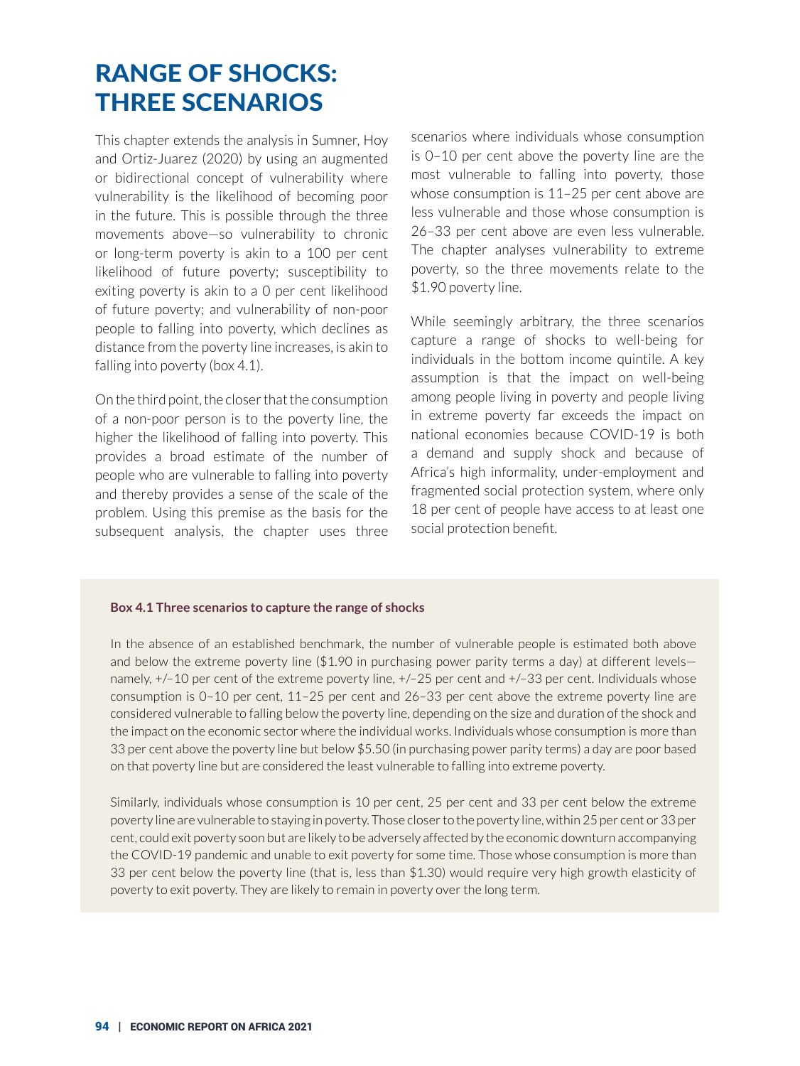# RANGE OF SHOCKS: THREE SCENARIOS

This chapter extends the analysis in Sumner, Hoy and Ortiz-Juarez (2020) by using an augmented or bidirectional concept of vulnerability where vulnerability is the likelihood of becoming poor in the future. This is possible through the three movements above—so vulnerability to chronic or long-term poverty is akin to a 100 per cent likelihood of future poverty; susceptibility to exiting poverty is akin to a 0 per cent likelihood of future poverty; and vulnerability of non-poor people to falling into poverty, which declines as distance from the poverty line increases, is akin to falling into poverty (box 4.1).

On the third point, the closer that the consumption of a non-poor person is to the poverty line, the higher the likelihood of falling into poverty. This provides a broad estimate of the number of people who are vulnerable to falling into poverty and thereby provides a sense of the scale of the problem. Using this premise as the basis for the subsequent analysis, the chapter uses three scenarios where individuals whose consumption is 0–10 per cent above the poverty line are the most vulnerable to falling into poverty, those whose consumption is 11–25 per cent above are less vulnerable and those whose consumption is 26–33 per cent above are even less vulnerable. The chapter analyses vulnerability to extreme poverty, so the three movements relate to the $1.90 poverty line.

While seemingly arbitrary, the three scenarios capture a range of shocks to well-being for individuals in the bottom income quintile. A key assumption is that the impact on well-being among people living in poverty and people living in extreme poverty far exceeds the impact on national economies because COVID-19 is both a demand and supply shock and because of Africa's high informality, under-employment and fragmented social protection system, where only 18 per cent of people have access to at least one social protection benefit.

**Box 4.1 Three scenarios to capture the range of shocks**

In the absence of an established benchmark, the number of vulnerable people is estimated both above and below the extreme poverty line ($1.90 in purchasing power parity terms a day) at different levels—namely, +/–10 per cent of the extreme poverty line, +/–25 per cent and +/–33 per cent. Individuals whose consumption is 0–10 per cent, 11–25 per cent and 26–33 per cent above the extreme poverty line are considered vulnerable to falling below the poverty line, depending on the size and duration of the shock and the impact on the economic sector where the individual works. Individuals whose consumption is more than 33 per cent above the poverty line but below $5.50 (in purchasing power parity terms) a day are poor based on that poverty line but are considered the least vulnerable to falling into extreme poverty.

Similarly, individuals whose consumption is 10 per cent, 25 per cent and 33 per cent below the extreme poverty line are vulnerable to staying in poverty. Those closer to the poverty line, within 25 per cent or 33 per cent, could exit poverty soon but are likely to be adversely affected by the economic downturn accompanying the COVID-19 pandemic and unable to exit poverty for some time. Those whose consumption is more than 33 per cent below the poverty line (that is, less than $1.30) would require very high growth elasticity of poverty to exit poverty. They are likely to remain in poverty over the long term.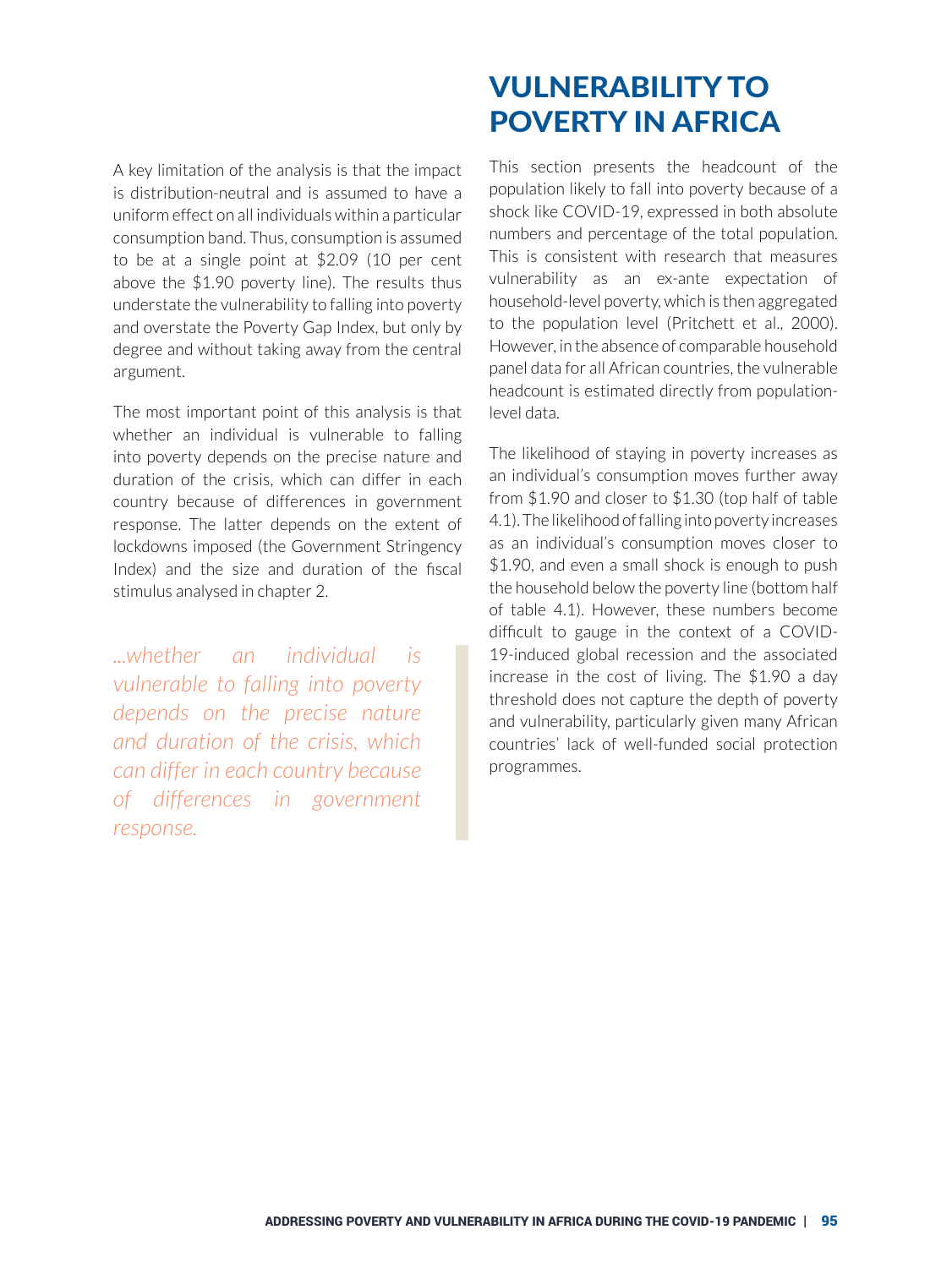A key limitation of the analysis is that the impact is distribution-neutral and is assumed to have a uniform effect on all individuals within a particular consumption band. Thus, consumption is assumed to be at a single point at $2.09 (10 per cent above the $1.90 poverty line). The results thus understate the vulnerability to falling into poverty and overstate the Poverty Gap Index, but only by degree and without taking away from the central argument.

The most important point of this analysis is that whether an individual is vulnerable to falling into poverty depends on the precise nature and duration of the crisis, which can differ in each country because of differences in government response. The latter depends on the extent of lockdowns imposed (the Government Stringency Index) and the size and duration of the fiscal stimulus analysed in chapter 2.

*...whether an individual is vulnerable to falling into poverty depends on the precise nature and duration of the crisis, which can differ in each country because of differences in government response.*

## VULNERABILITY TO POVERTY IN AFRICA

This section presents the headcount of the population likely to fall into poverty because of a shock like COVID-19, expressed in both absolute numbers and percentage of the total population. This is consistent with research that measures vulnerability as an ex-ante expectation of household-level poverty, which is then aggregated to the population level (Pritchett et al., 2000). However, in the absence of comparable household panel data for all African countries, the vulnerable headcount is estimated directly from population-level data.

The likelihood of staying in poverty increases as an individual's consumption moves further away from $1.90 and closer to $1.30 (top half of table 4.1). The likelihood of falling into poverty increases as an individual's consumption moves closer to $1.90, and even a small shock is enough to push the household below the poverty line (bottom half of table 4.1). However, these numbers become difficult to gauge in the context of a COVID-19-induced global recession and the associated increase in the cost of living. The $1.90 a day threshold does not capture the depth of poverty and vulnerability, particularly given many African countries' lack of well-funded social protection programmes.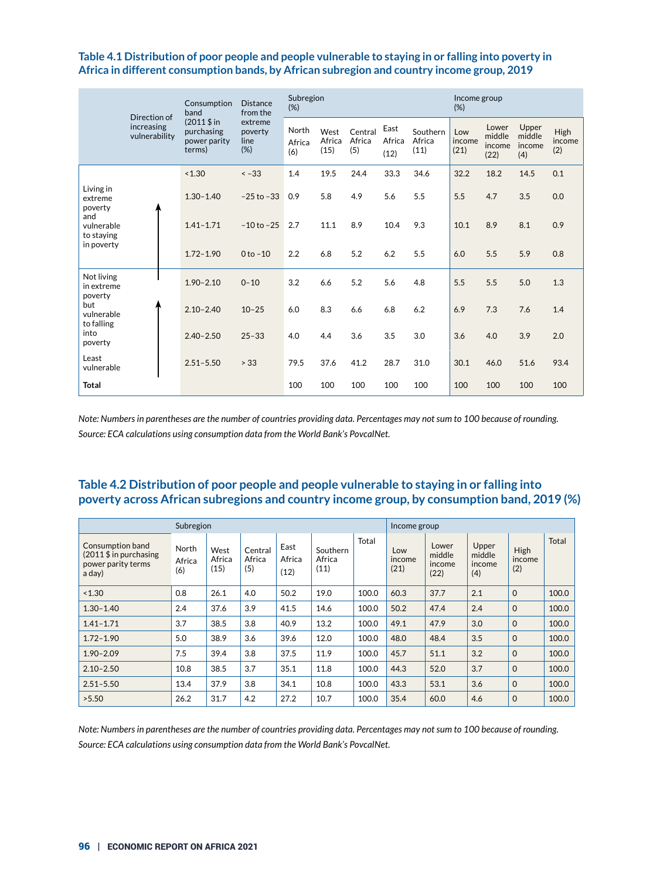### Table 4.1 Distribution of poor people and people vulnerable to staying in or falling into poverty in Africa in different consumption bands, by African subregion and country income group, 2019

| Direction of increasing vulnerability | Consumption band (2011 $ in purchasing power parity terms) | Distance from the extreme poverty line (%) | Subregion (%) | | | | | Income group (%) | | | |
|---|---|---|---|---|---|---|---|---|---|---|---|
| | | | North Africa (6) | West Africa (15) | Central Africa (5) | East Africa (12) | Southern Africa (11) | Low income (21) | Lower middle income (22) | Upper middle income (4) | High income (2) |
| Living in extreme poverty and vulnerable to staying in poverty | <1.30 | < −33 | 1.4 | 19.5 | 24.4 | 33.3 | 34.6 | 32.2 | 18.2 | 14.5 | 0.1 |
| | 1.30–1.40 | −25 to −33 | 0.9 | 5.8 | 4.9 | 5.6 | 5.5 | 5.5 | 4.7 | 3.5 | 0.0 |
| | 1.41–1.71 | −10 to −25 | 2.7 | 11.1 | 8.9 | 10.4 | 9.3 | 10.1 | 8.9 | 8.1 | 0.9 |
| | 1.72–1.90 | 0 to −10 | 2.2 | 6.8 | 5.2 | 6.2 | 5.5 | 6.0 | 5.5 | 5.9 | 0.8 |
| Not living in extreme poverty but vulnerable to falling into poverty | 1.90–2.10 | 0–10 | 3.2 | 6.6 | 5.2 | 5.6 | 4.8 | 5.5 | 5.5 | 5.0 | 1.3 |
| | 2.10–2.40 | 10–25 | 6.0 | 8.3 | 6.6 | 6.8 | 6.2 | 6.9 | 7.3 | 7.6 | 1.4 |
| | 2.40–2.50 | 25–33 | 4.0 | 4.4 | 3.6 | 3.5 | 3.0 | 3.6 | 4.0 | 3.9 | 2.0 |
| Least vulnerable | 2.51–5.50 | > 33 | 79.5 | 37.6 | 41.2 | 28.7 | 31.0 | 30.1 | 46.0 | 51.6 | 93.4 |
| **Total** | | | 100 | 100 | 100 | 100 | 100 | 100 | 100 | 100 | 100 |

*Note: Numbers in parentheses are the number of countries providing data. Percentages may not sum to 100 because of rounding.*

*Source: ECA calculations using consumption data from the World Bank's PovcalNet.*

### Table 4.2 Distribution of poor people and people vulnerable to staying in or falling into poverty across African subregions and country income group, by consumption band, 2019 (%)

| | Subregion | | | | | | Income group | | | | |
|---|---|---|---|---|---|---|---|---|---|---|---|
| Consumption band (2011 $ in purchasing power parity terms a day) | North Africa (6) | West Africa (15) | Central Africa (5) | East Africa (12) | Southern Africa (11) | Total | Low income (21) | Lower middle income (22) | Upper middle income (4) | High income (2) | Total |
| <1.30 | 0.8 | 26.1 | 4.0 | 50.2 | 19.0 | 100.0 | 60.3 | 37.7 | 2.1 | 0 | 100.0 |
| 1.30–1.40 | 2.4 | 37.6 | 3.9 | 41.5 | 14.6 | 100.0 | 50.2 | 47.4 | 2.4 | 0 | 100.0 |
| 1.41–1.71 | 3.7 | 38.5 | 3.8 | 40.9 | 13.2 | 100.0 | 49.1 | 47.9 | 3.0 | 0 | 100.0 |
| 1.72–1.90 | 5.0 | 38.9 | 3.6 | 39.6 | 12.0 | 100.0 | 48.0 | 48.4 | 3.5 | 0 | 100.0 |
| 1.90–2.09 | 7.5 | 39.4 | 3.8 | 37.5 | 11.9 | 100.0 | 45.7 | 51.1 | 3.2 | 0 | 100.0 |
| 2.10–2.50 | 10.8 | 38.5 | 3.7 | 35.1 | 11.8 | 100.0 | 44.3 | 52.0 | 3.7 | 0 | 100.0 |
| 2.51–5.50 | 13.4 | 37.9 | 3.8 | 34.1 | 10.8 | 100.0 | 43.3 | 53.1 | 3.6 | 0 | 100.0 |
| >5.50 | 26.2 | 31.7 | 4.2 | 27.2 | 10.7 | 100.0 | 35.4 | 60.0 | 4.6 | 0 | 100.0 |

*Note: Numbers in parentheses are the number of countries providing data. Percentages may not sum to 100 because of rounding.*

*Source: ECA calculations using consumption data from the World Bank's PovcalNet.*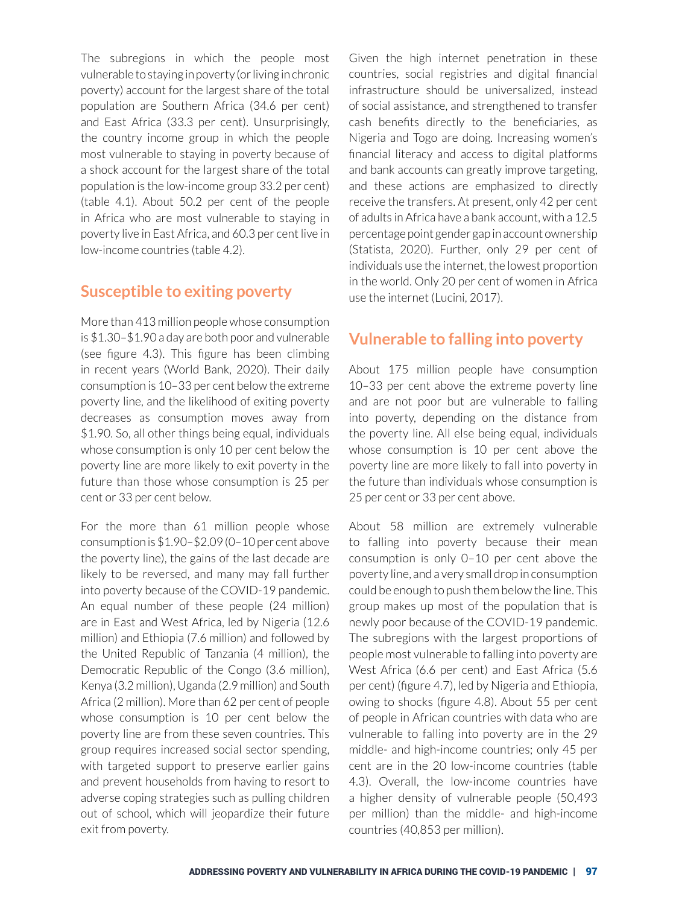The subregions in which the people most vulnerable to staying in poverty (or living in chronic poverty) account for the largest share of the total population are Southern Africa (34.6 per cent) and East Africa (33.3 per cent). Unsurprisingly, the country income group in which the people most vulnerable to staying in poverty because of a shock account for the largest share of the total population is the low-income group 33.2 per cent) (table 4.1). About 50.2 per cent of the people in Africa who are most vulnerable to staying in poverty live in East Africa, and 60.3 per cent live in low-income countries (table 4.2).

## Susceptible to exiting poverty

More than 413 million people whose consumption is \$1.30–\$1.90 a day are both poor and vulnerable (see figure 4.3). This figure has been climbing in recent years (World Bank, 2020). Their daily consumption is 10–33 per cent below the extreme poverty line, and the likelihood of exiting poverty decreases as consumption moves away from \$1.90. So, all other things being equal, individuals whose consumption is only 10 per cent below the poverty line are more likely to exit poverty in the future than those whose consumption is 25 per cent or 33 per cent below.

For the more than 61 million people whose consumption is \$1.90–\$2.09 (0–10 per cent above the poverty line), the gains of the last decade are likely to be reversed, and many may fall further into poverty because of the COVID-19 pandemic. An equal number of these people (24 million) are in East and West Africa, led by Nigeria (12.6 million) and Ethiopia (7.6 million) and followed by the United Republic of Tanzania (4 million), the Democratic Republic of the Congo (3.6 million), Kenya (3.2 million), Uganda (2.9 million) and South Africa (2 million). More than 62 per cent of people whose consumption is 10 per cent below the poverty line are from these seven countries. This group requires increased social sector spending, with targeted support to preserve earlier gains and prevent households from having to resort to adverse coping strategies such as pulling children out of school, which will jeopardize their future exit from poverty.

Given the high internet penetration in these countries, social registries and digital financial infrastructure should be universalized, instead of social assistance, and strengthened to transfer cash benefits directly to the beneficiaries, as Nigeria and Togo are doing. Increasing women's financial literacy and access to digital platforms and bank accounts can greatly improve targeting, and these actions are emphasized to directly receive the transfers. At present, only 42 per cent of adults in Africa have a bank account, with a 12.5 percentage point gender gap in account ownership (Statista, 2020). Further, only 29 per cent of individuals use the internet, the lowest proportion in the world. Only 20 per cent of women in Africa use the internet (Lucini, 2017).

## Vulnerable to falling into poverty

About 175 million people have consumption 10–33 per cent above the extreme poverty line and are not poor but are vulnerable to falling into poverty, depending on the distance from the poverty line. All else being equal, individuals whose consumption is 10 per cent above the poverty line are more likely to fall into poverty in the future than individuals whose consumption is 25 per cent or 33 per cent above.

About 58 million are extremely vulnerable to falling into poverty because their mean consumption is only 0–10 per cent above the poverty line, and a very small drop in consumption could be enough to push them below the line. This group makes up most of the population that is newly poor because of the COVID-19 pandemic. The subregions with the largest proportions of people most vulnerable to falling into poverty are West Africa (6.6 per cent) and East Africa (5.6 per cent) (figure 4.7), led by Nigeria and Ethiopia, owing to shocks (figure 4.8). About 55 per cent of people in African countries with data who are vulnerable to falling into poverty are in the 29 middle- and high-income countries; only 45 per cent are in the 20 low-income countries (table 4.3). Overall, the low-income countries have a higher density of vulnerable people (50,493 per million) than the middle- and high-income countries (40,853 per million).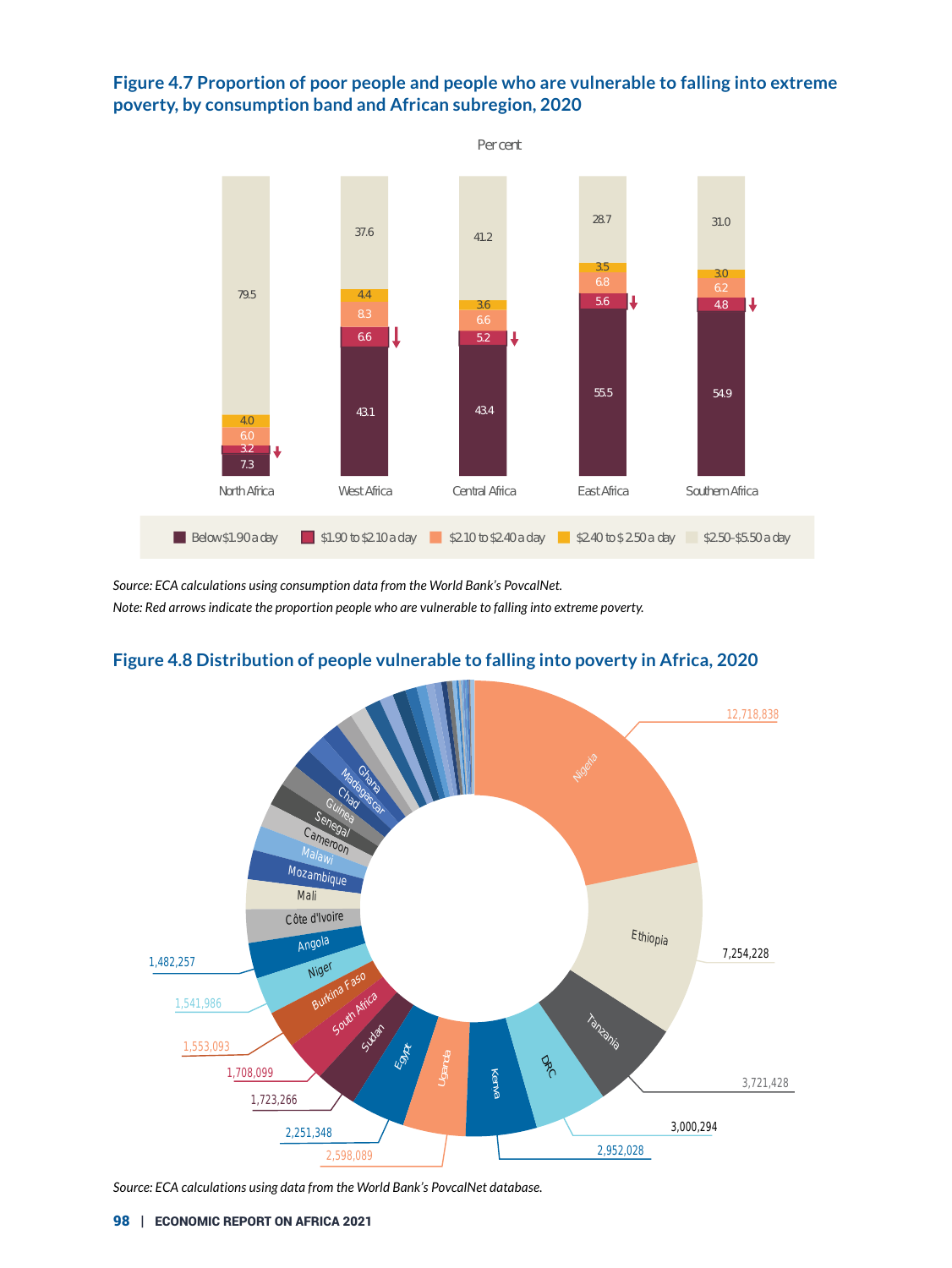**Figure 4.7 Proportion of poor people and people who are vulnerable to falling into extreme poverty, by consumption band and African subregion, 2020**

Per cent

| Subregion | Below $1.90 a day | $1.90 to $2.10 a day | $2.10 to $2.40 a day | $2.40 to $2.50 a day | $2.50-$5.50 a day |
|---|---|---|---|---|---|
| North Africa | 7.3 | 3.2 | 6.0 | 4.0 | 79.5 |
| West Africa | 43.1 | 6.6 | 8.3 | 4.4 | 37.6 |
| Central Africa | 43.4 | 5.2 | 6.6 | 3.6 | 41.2 |
| East Africa | 55.5 | 5.6 | 6.8 | 3.5 | 28.7 |
| Southern Africa | 54.9 | 4.8 | 6.2 | 3.0 | 31.0 |

*Source: ECA calculations using consumption data from the World Bank's PovcalNet.*

*Note: Red arrows indicate the proportion people who are vulnerable to falling into extreme poverty.*

**Figure 4.8 Distribution of people vulnerable to falling into poverty in Africa, 2020**

| Country | People vulnerable to falling into poverty |
|---|---|
| Nigeria | 12,718,838 |
| Ethiopia | 7,254,228 |
| Tanzania | 3,721,428 |
| DRC | 3,000,294 |
| Kenya | 2,952,028 |
| Uganda | 2,598,089 |
| Egypt | 2,251,348 |
| Sudan | 1,723,266 |
| South Africa | 1,708,099 |
| Burkina Faso | 1,553,093 |
| Niger | 1,541,986 |
| Angola | 1,482,257 |

Other countries shown: Côte d'Ivoire, Mali, Mozambique, Malawi, Cameroon, Senegal, Guinea, Chad, Madagascar, Ghana.

*Source: ECA calculations using data from the World Bank's PovcalNet database.*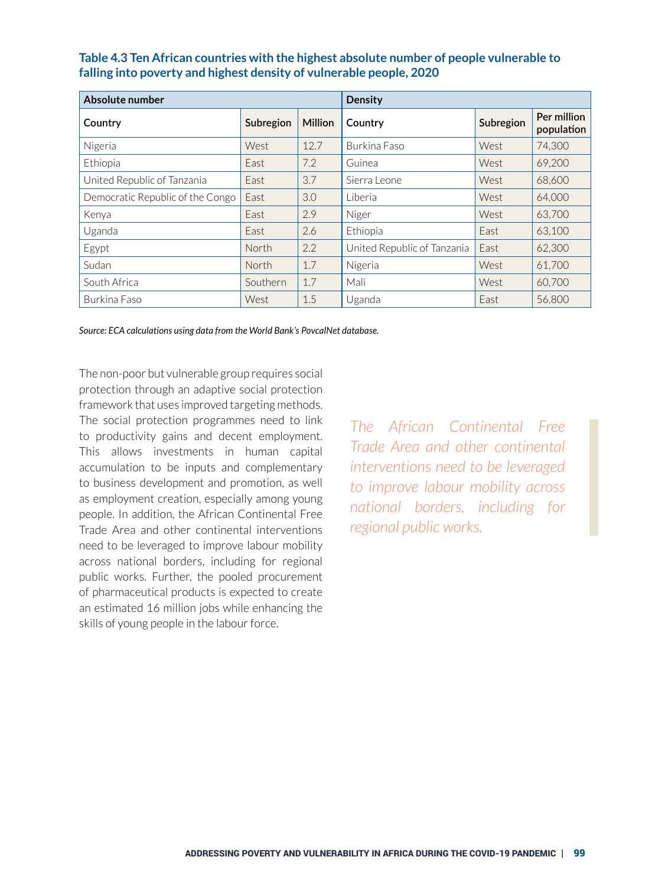**Table 4.3 Ten African countries with the highest absolute number of people vulnerable to falling into poverty and highest density of vulnerable people, 2020**

| Absolute number | | | Density | | |
|---|---|---|---|---|---|
| Country | Subregion | Million | Country | Subregion | Per million population |
| Nigeria | West | 12.7 | Burkina Faso | West | 74,300 |
| Ethiopia | East | 7.2 | Guinea | West | 69,200 |
| United Republic of Tanzania | East | 3.7 | Sierra Leone | West | 68,600 |
| Democratic Republic of the Congo | East | 3.0 | Liberia | West | 64,000 |
| Kenya | East | 2.9 | Niger | West | 63,700 |
| Uganda | East | 2.6 | Ethiopia | East | 63,100 |
| Egypt | North | 2.2 | United Republic of Tanzania | East | 62,300 |
| Sudan | North | 1.7 | Nigeria | West | 61,700 |
| South Africa | Southern | 1.7 | Mali | West | 60,700 |
| Burkina Faso | West | 1.5 | Uganda | East | 56,800 |

*Source: ECA calculations using data from the World Bank's PovcalNet database.*

The non-poor but vulnerable group requires social protection through an adaptive social protection framework that uses improved targeting methods. The social protection programmes need to link to productivity gains and decent employment. This allows investments in human capital accumulation to be inputs and complementary to business development and promotion, as well as employment creation, especially among young people. In addition, the African Continental Free Trade Area and other continental interventions need to be leveraged to improve labour mobility across national borders, including for regional public works. Further, the pooled procurement of pharmaceutical products is expected to create an estimated 16 million jobs while enhancing the skills of young people in the labour force.

*The African Continental Free Trade Area and other continental interventions need to be leveraged to improve labour mobility across national borders, including for regional public works.*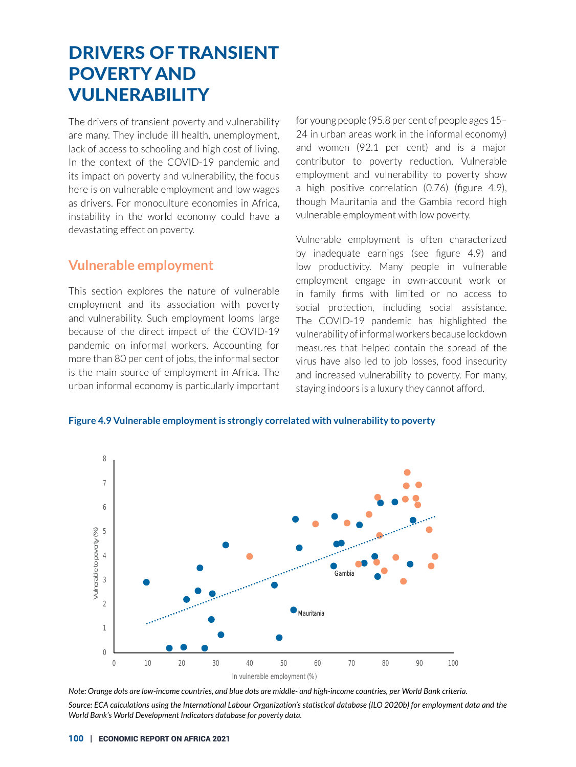# DRIVERS OF TRANSIENT POVERTY AND VULNERABILITY

The drivers of transient poverty and vulnerability are many. They include ill health, unemployment, lack of access to schooling and high cost of living. In the context of the COVID-19 pandemic and its impact on poverty and vulnerability, the focus here is on vulnerable employment and low wages as drivers. For monoculture economies in Africa, instability in the world economy could have a devastating effect on poverty.

## Vulnerable employment

This section explores the nature of vulnerable employment and its association with poverty and vulnerability. Such employment looms large because of the direct impact of the COVID-19 pandemic on informal workers. Accounting for more than 80 per cent of jobs, the informal sector is the main source of employment in Africa. The urban informal economy is particularly important for young people (95.8 per cent of people ages 15–24 in urban areas work in the informal economy) and women (92.1 per cent) and is a major contributor to poverty reduction. Vulnerable employment and vulnerability to poverty show a high positive correlation (0.76) (figure 4.9), though Mauritania and the Gambia record high vulnerable employment with low poverty.

Vulnerable employment is often characterized by inadequate earnings (see figure 4.9) and low productivity. Many people in vulnerable employment engage in own-account work or in family firms with limited or no access to social protection, including social assistance. The COVID-19 pandemic has highlighted the vulnerability of informal workers because lockdown measures that helped contain the spread of the virus have also led to job losses, food insecurity and increased vulnerability to poverty. For many, staying indoors is a luxury they cannot afford.

**Figure 4.9 Vulnerable employment is strongly correlated with vulnerability to poverty**

*Note: Orange dots are low-income countries, and blue dots are middle- and high-income countries, per World Bank criteria.*

*Source: ECA calculations using the International Labour Organization's statistical database (ILO 2020b) for employment data and the World Bank's World Development Indicators database for poverty data.*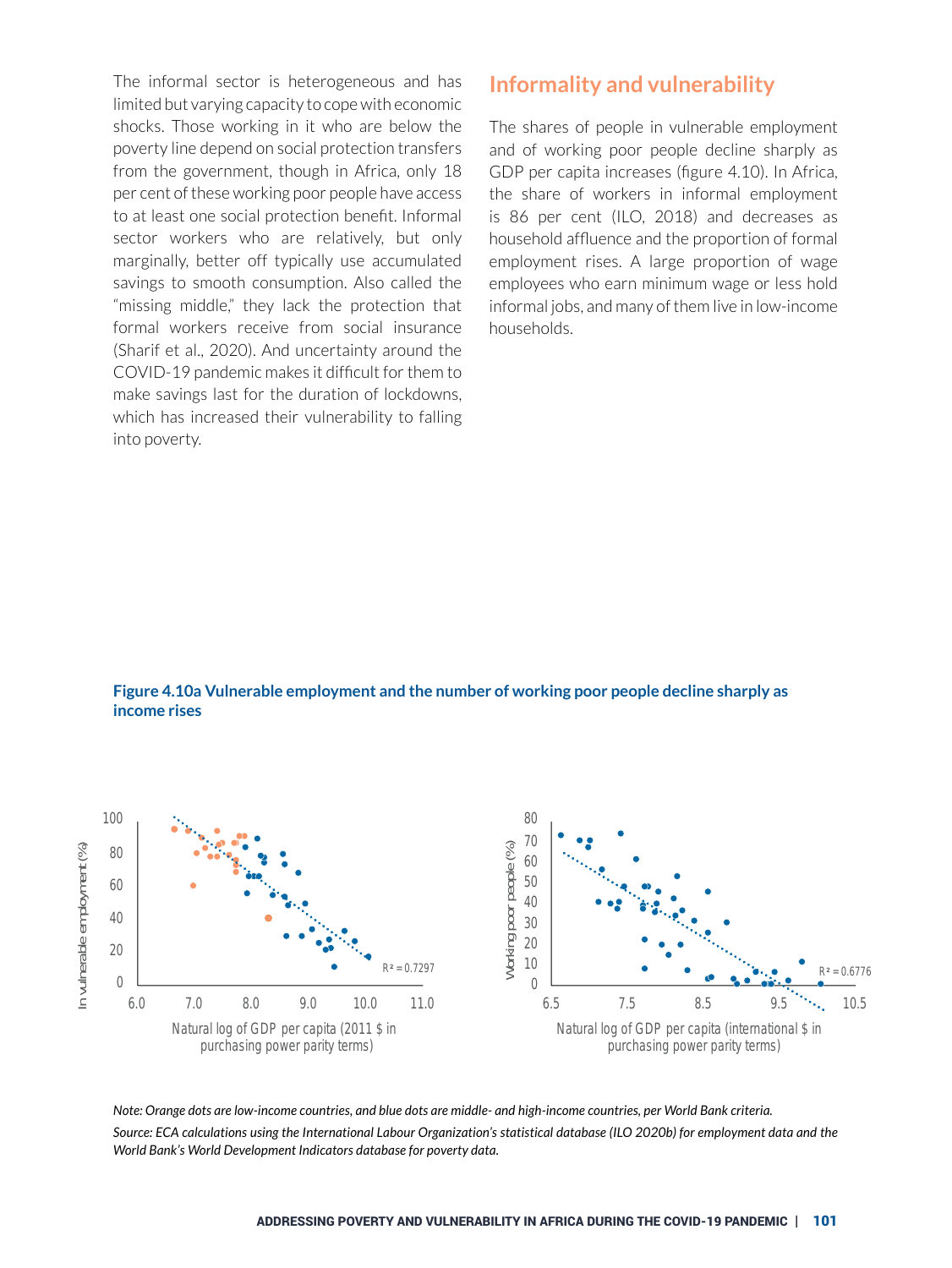The informal sector is heterogeneous and has limited but varying capacity to cope with economic shocks. Those working in it who are below the poverty line depend on social protection transfers from the government, though in Africa, only 18 per cent of these working poor people have access to at least one social protection benefit. Informal sector workers who are relatively, but only marginally, better off typically use accumulated savings to smooth consumption. Also called the "missing middle," they lack the protection that formal workers receive from social insurance (Sharif et al., 2020). And uncertainty around the COVID-19 pandemic makes it difficult for them to make savings last for the duration of lockdowns, which has increased their vulnerability to falling into poverty.

## Informality and vulnerability

The shares of people in vulnerable employment and of working poor people decline sharply as GDP per capita increases (figure 4.10). In Africa, the share of workers in informal employment is 86 per cent (ILO, 2018) and decreases as household affluence and the proportion of formal employment rises. A large proportion of wage employees who earn minimum wage or less hold informal jobs, and many of them live in low-income households.

**Figure 4.10a Vulnerable employment and the number of working poor people decline sharply as income rises**

*Note: Orange dots are low-income countries, and blue dots are middle- and high-income countries, per World Bank criteria.*

*Source: ECA calculations using the International Labour Organization's statistical database (ILO 2020b) for employment data and the World Bank's World Development Indicators database for poverty data.*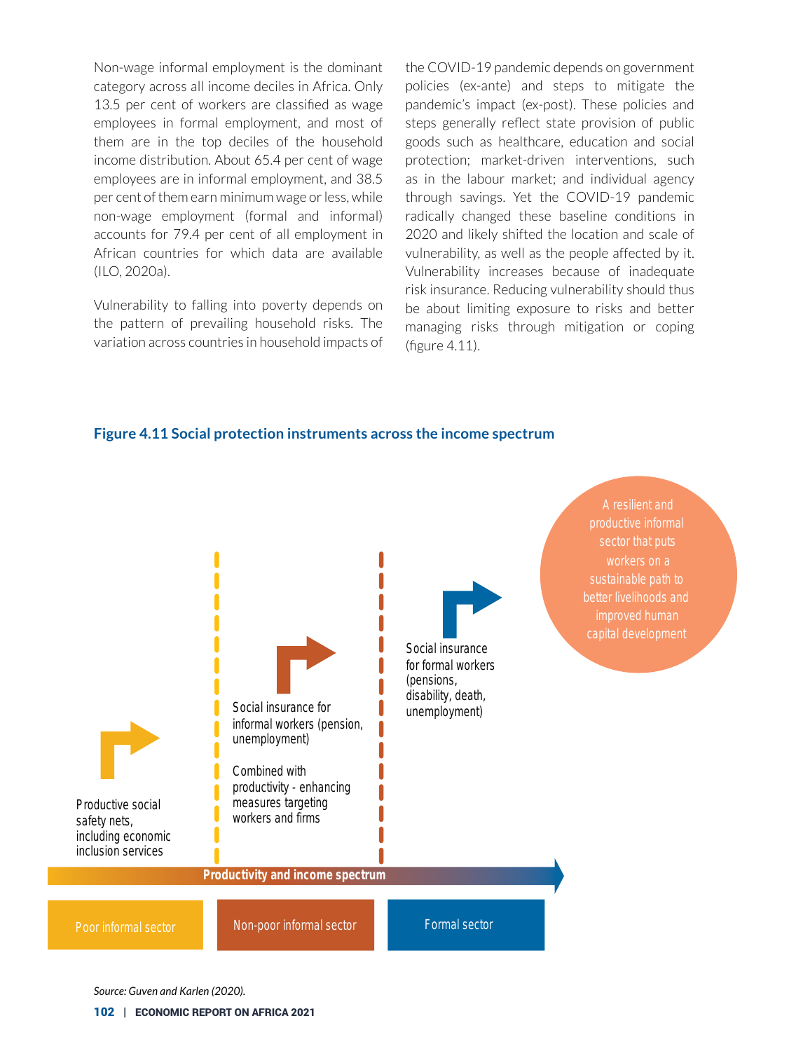Non-wage informal employment is the dominant category across all income deciles in Africa. Only 13.5 per cent of workers are classified as wage employees in formal employment, and most of them are in the top deciles of the household income distribution. About 65.4 per cent of wage employees are in informal employment, and 38.5 per cent of them earn minimum wage or less, while non-wage employment (formal and informal) accounts for 79.4 per cent of all employment in African countries for which data are available (ILO, 2020a).

Vulnerability to falling into poverty depends on the pattern of prevailing household risks. The variation across countries in household impacts of the COVID-19 pandemic depends on government policies (ex-ante) and steps to mitigate the pandemic's impact (ex-post). These policies and steps generally reflect state provision of public goods such as healthcare, education and social protection; market-driven interventions, such as in the labour market; and individual agency through savings. Yet the COVID-19 pandemic radically changed these baseline conditions in 2020 and likely shifted the location and scale of vulnerability, as well as the people affected by it. Vulnerability increases because of inadequate risk insurance. Reducing vulnerability should thus be about limiting exposure to risks and better managing risks through mitigation or coping (figure 4.11).

**Figure 4.11 Social protection instruments across the income spectrum**

Productive social safety nets, including economic inclusion services

Social insurance for informal workers (pension, unemployment)

Combined with productivity - enhancing measures targeting workers and firms

Social insurance for formal workers (pensions, disability, death, unemployment)

A resilient and productive informal sector that puts workers on a sustainable path to better livelihoods and improved human capital development

Productivity and income spectrum

Poor informal sector | Non-poor informal sector | Formal sector

*Source: Guven and Karlen (2020).*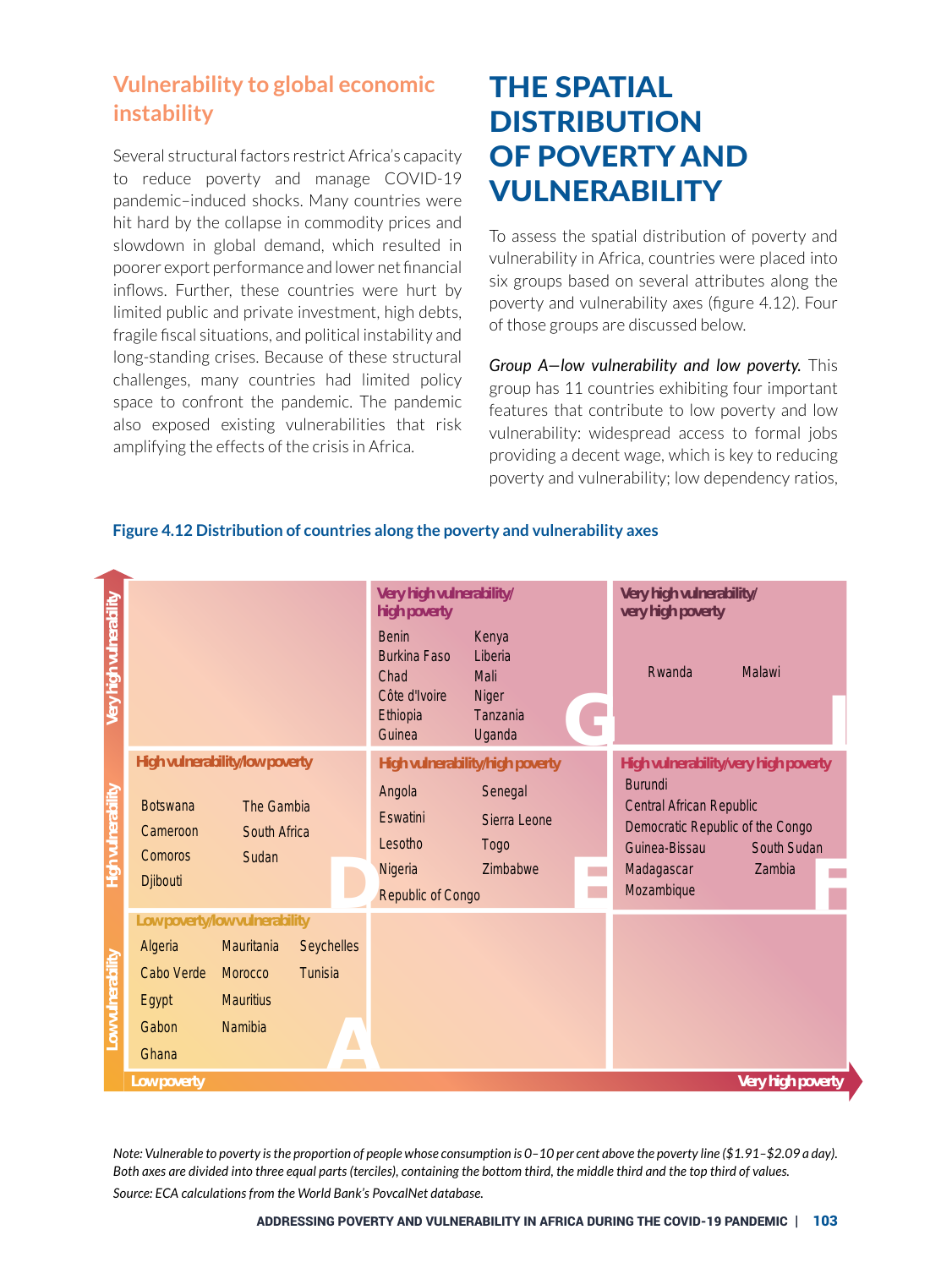## Vulnerability to global economic instability

Several structural factors restrict Africa's capacity to reduce poverty and manage COVID-19 pandemic–induced shocks. Many countries were hit hard by the collapse in commodity prices and slowdown in global demand, which resulted in poorer export performance and lower net financial inflows. Further, these countries were hurt by limited public and private investment, high debts, fragile fiscal situations, and political instability and long-standing crises. Because of these structural challenges, many countries had limited policy space to confront the pandemic. The pandemic also exposed existing vulnerabilities that risk amplifying the effects of the crisis in Africa.

# THE SPATIAL DISTRIBUTION OF POVERTY AND VULNERABILITY

To assess the spatial distribution of poverty and vulnerability in Africa, countries were placed into six groups based on several attributes along the poverty and vulnerability axes (figure 4.12). Four of those groups are discussed below.

*Group A—low vulnerability and low poverty.* This group has 11 countries exhibiting four important features that contribute to low poverty and low vulnerability: widespread access to formal jobs providing a decent wage, which is key to reducing poverty and vulnerability; low dependency ratios,

**Figure 4.12 Distribution of countries along the poverty and vulnerability axes**

| | Low poverty | High poverty | Very high poverty |
|---|---|---|---|
| **Very high vulnerability** | | **G — Very high vulnerability/high poverty:** Benin, Burkina Faso, Chad, Côte d'Ivoire, Ethiopia, Guinea, Kenya, Liberia, Mali, Niger, Tanzania, Uganda | **I — Very high vulnerability/very high poverty:** Rwanda, Malawi |
| **High vulnerability** | **D — High vulnerability/low poverty:** Botswana, Cameroon, Comoros, Djibouti, The Gambia, South Africa, Sudan | **E — High vulnerability/high poverty:** Angola, Eswatini, Lesotho, Nigeria, Republic of Congo, Senegal, Sierra Leone, Togo, Zimbabwe | **F — High vulnerability/very high poverty:** Burundi, Central African Republic, Democratic Republic of the Congo, Guinea-Bissau, Madagascar, Mozambique, South Sudan, Zambia |
| **Low vulnerability** | **A — Low poverty/low vulnerability:** Algeria, Cabo Verde, Egypt, Gabon, Ghana, Mauritania, Morocco, Mauritius, Namibia, Seychelles, Tunisia | | |

*Note: Vulnerable to poverty is the proportion of people whose consumption is 0–10 per cent above the poverty line ($1.91–$2.09 a day). Both axes are divided into three equal parts (terciles), containing the bottom third, the middle third and the top third of values.*

*Source: ECA calculations from the World Bank's PovcalNet database.*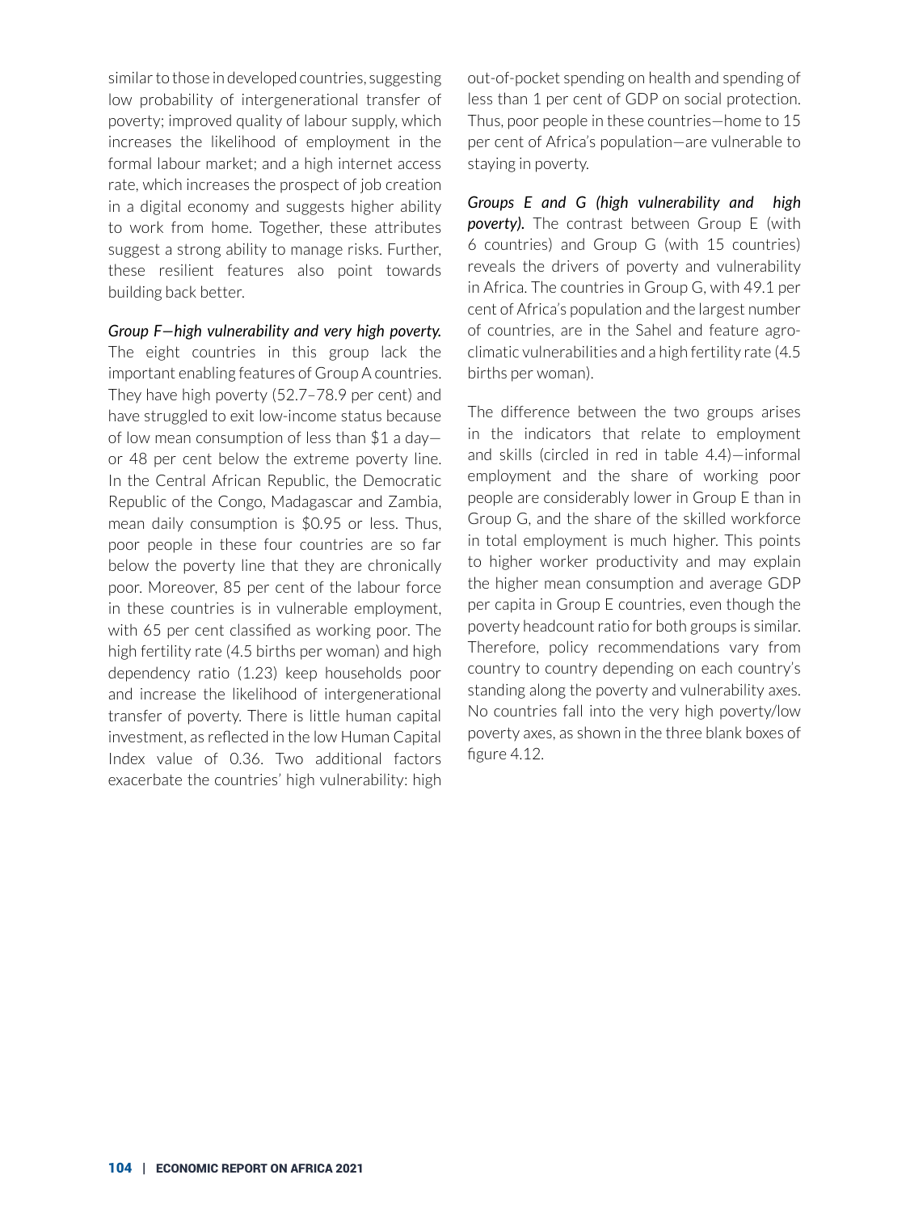similar to those in developed countries, suggesting low probability of intergenerational transfer of poverty; improved quality of labour supply, which increases the likelihood of employment in the formal labour market; and a high internet access rate, which increases the prospect of job creation in a digital economy and suggests higher ability to work from home. Together, these attributes suggest a strong ability to manage risks. Further, these resilient features also point towards building back better.

***Group F—high vulnerability and very high poverty.*** The eight countries in this group lack the important enabling features of Group A countries. They have high poverty (52.7–78.9 per cent) and have struggled to exit low-income status because of low mean consumption of less than $1 a day—or 48 per cent below the extreme poverty line. In the Central African Republic, the Democratic Republic of the Congo, Madagascar and Zambia, mean daily consumption is $0.95 or less. Thus, poor people in these four countries are so far below the poverty line that they are chronically poor. Moreover, 85 per cent of the labour force in these countries is in vulnerable employment, with 65 per cent classified as working poor. The high fertility rate (4.5 births per woman) and high dependency ratio (1.23) keep households poor and increase the likelihood of intergenerational transfer of poverty. There is little human capital investment, as reflected in the low Human Capital Index value of 0.36. Two additional factors exacerbate the countries' high vulnerability: high out-of-pocket spending on health and spending of less than 1 per cent of GDP on social protection. Thus, poor people in these countries—home to 15 per cent of Africa's population—are vulnerable to staying in poverty.

***Groups E and G (high vulnerability and high poverty).*** The contrast between Group E (with 6 countries) and Group G (with 15 countries) reveals the drivers of poverty and vulnerability in Africa. The countries in Group G, with 49.1 per cent of Africa's population and the largest number of countries, are in the Sahel and feature agro-climatic vulnerabilities and a high fertility rate (4.5 births per woman).

The difference between the two groups arises in the indicators that relate to employment and skills (circled in red in table 4.4)—informal employment and the share of working poor people are considerably lower in Group E than in Group G, and the share of the skilled workforce in total employment is much higher. This points to higher worker productivity and may explain the higher mean consumption and average GDP per capita in Group E countries, even though the poverty headcount ratio for both groups is similar. Therefore, policy recommendations vary from country to country depending on each country's standing along the poverty and vulnerability axes. No countries fall into the very high poverty/low poverty axes, as shown in the three blank boxes of figure 4.12.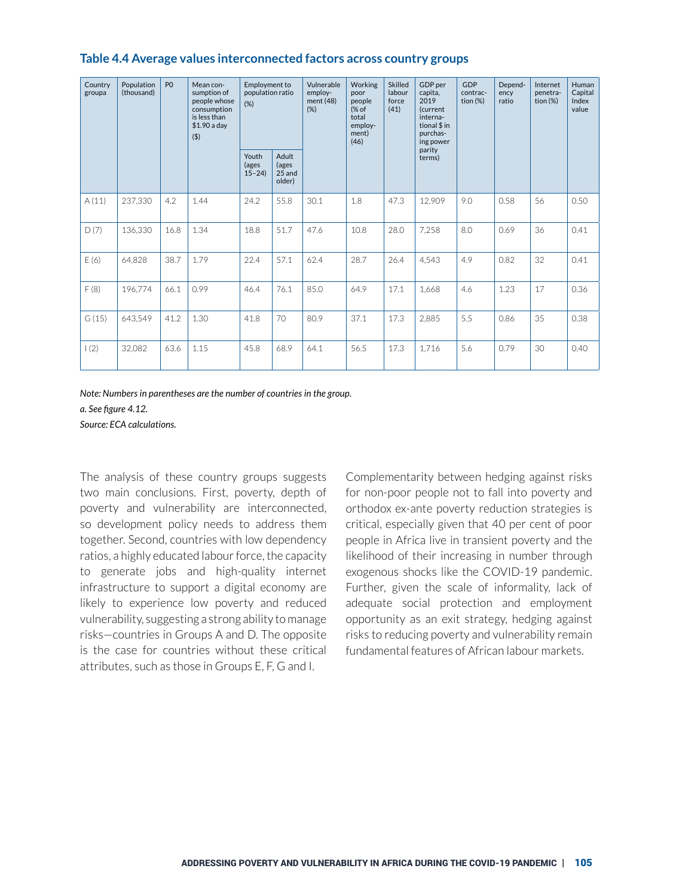**Table 4.4 Average values interconnected factors across country groups**

| Country groupa | Population (thousand) | P0 | Mean consumption of people whose consumption is less than $1.90 a day ($) | Employment to population ratio (%) | | Vulnerable employment (48) (%) | Working poor people (% of total employment) (46) | Skilled labour force (41) | GDP per capita, 2019 (current international $ in purchasing power parity terms) | GDP contraction (%) | Dependency ratio | Internet penetration (%) | Human Capital Index value |
|---|---|---|---|---|---|---|---|---|---|---|---|---|---|
| | | | | Youth (ages 15–24) | Adult (ages 25 and older) | | | | | | | | |
| A (11) | 237,330 | 4.2 | 1.44 | 24.2 | 55.8 | 30.1 | 1.8 | 47.3 | 12,909 | 9.0 | 0.58 | 56 | 0.50 |
| D (7) | 136,330 | 16.8 | 1.34 | 18.8 | 51.7 | 47.6 | 10.8 | 28.0 | 7,258 | 8.0 | 0.69 | 36 | 0.41 |
| E (6) | 64,828 | 38.7 | 1.79 | 22.4 | 57.1 | 62.4 | 28.7 | 26.4 | 4,543 | 4.9 | 0.82 | 32 | 0.41 |
| F (8) | 196,774 | 66.1 | 0.99 | 46.4 | 76.1 | 85.0 | 64.9 | 17.1 | 1,668 | 4.6 | 1.23 | 17 | 0.36 |
| G (15) | 643,549 | 41.2 | 1.30 | 41.8 | 70 | 80.9 | 37.1 | 17.3 | 2,885 | 5.5 | 0.86 | 35 | 0.38 |
| I (2) | 32,082 | 63.6 | 1.15 | 45.8 | 68.9 | 64.1 | 56.5 | 17.3 | 1,716 | 5.6 | 0.79 | 30 | 0.40 |

*Note: Numbers in parentheses are the number of countries in the group.*

*a. See figure 4.12.*

*Source: ECA calculations.*

The analysis of these country groups suggests two main conclusions. First, poverty, depth of poverty and vulnerability are interconnected, so development policy needs to address them together. Second, countries with low dependency ratios, a highly educated labour force, the capacity to generate jobs and high-quality internet infrastructure to support a digital economy are likely to experience low poverty and reduced vulnerability, suggesting a strong ability to manage risks—countries in Groups A and D. The opposite is the case for countries without these critical attributes, such as those in Groups E, F, G and I.

Complementarity between hedging against risks for non-poor people not to fall into poverty and orthodox ex-ante poverty reduction strategies is critical, especially given that 40 per cent of poor people in Africa live in transient poverty and the likelihood of their increasing in number through exogenous shocks like the COVID-19 pandemic. Further, given the scale of informality, lack of adequate social protection and employment opportunity as an exit strategy, hedging against risks to reducing poverty and vulnerability remain fundamental features of African labour markets.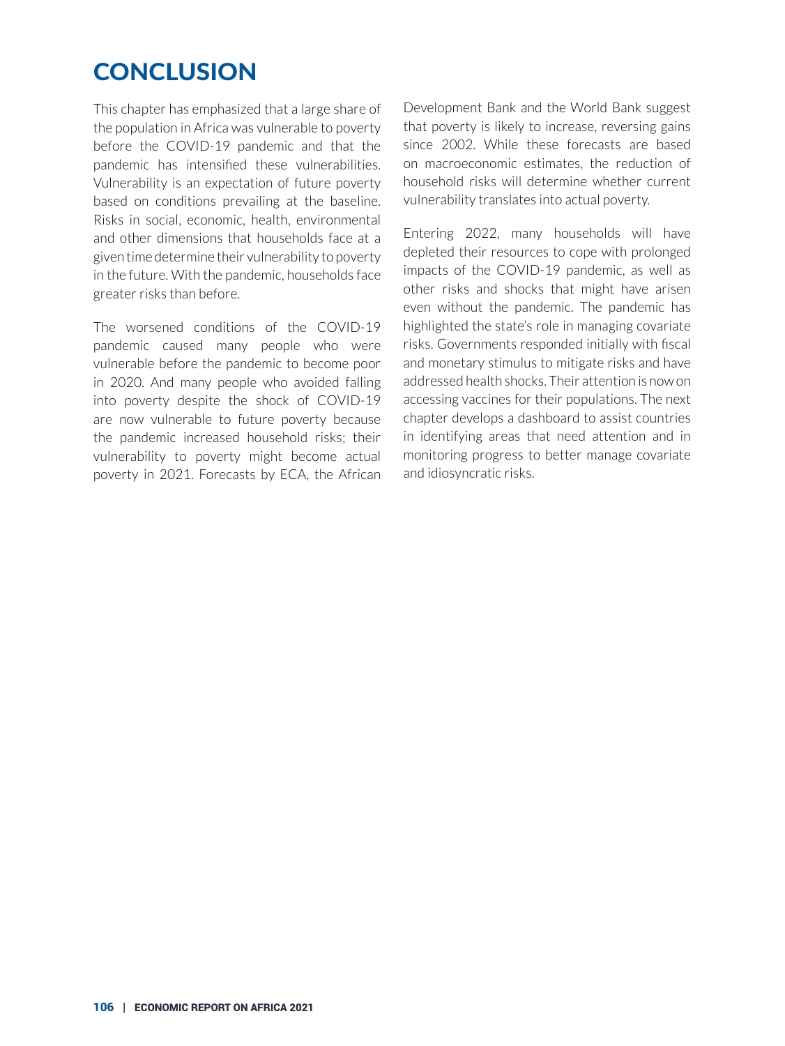# CONCLUSION

This chapter has emphasized that a large share of the population in Africa was vulnerable to poverty before the COVID-19 pandemic and that the pandemic has intensified these vulnerabilities. Vulnerability is an expectation of future poverty based on conditions prevailing at the baseline. Risks in social, economic, health, environmental and other dimensions that households face at a given time determine their vulnerability to poverty in the future. With the pandemic, households face greater risks than before.

The worsened conditions of the COVID-19 pandemic caused many people who were vulnerable before the pandemic to become poor in 2020. And many people who avoided falling into poverty despite the shock of COVID-19 are now vulnerable to future poverty because the pandemic increased household risks; their vulnerability to poverty might become actual poverty in 2021. Forecasts by ECA, the African Development Bank and the World Bank suggest that poverty is likely to increase, reversing gains since 2002. While these forecasts are based on macroeconomic estimates, the reduction of household risks will determine whether current vulnerability translates into actual poverty.

Entering 2022, many households will have depleted their resources to cope with prolonged impacts of the COVID-19 pandemic, as well as other risks and shocks that might have arisen even without the pandemic. The pandemic has highlighted the state's role in managing covariate risks. Governments responded initially with fiscal and monetary stimulus to mitigate risks and have addressed health shocks. Their attention is now on accessing vaccines for their populations. The next chapter develops a dashboard to assist countries in identifying areas that need attention and in monitoring progress to better manage covariate and idiosyncratic risks.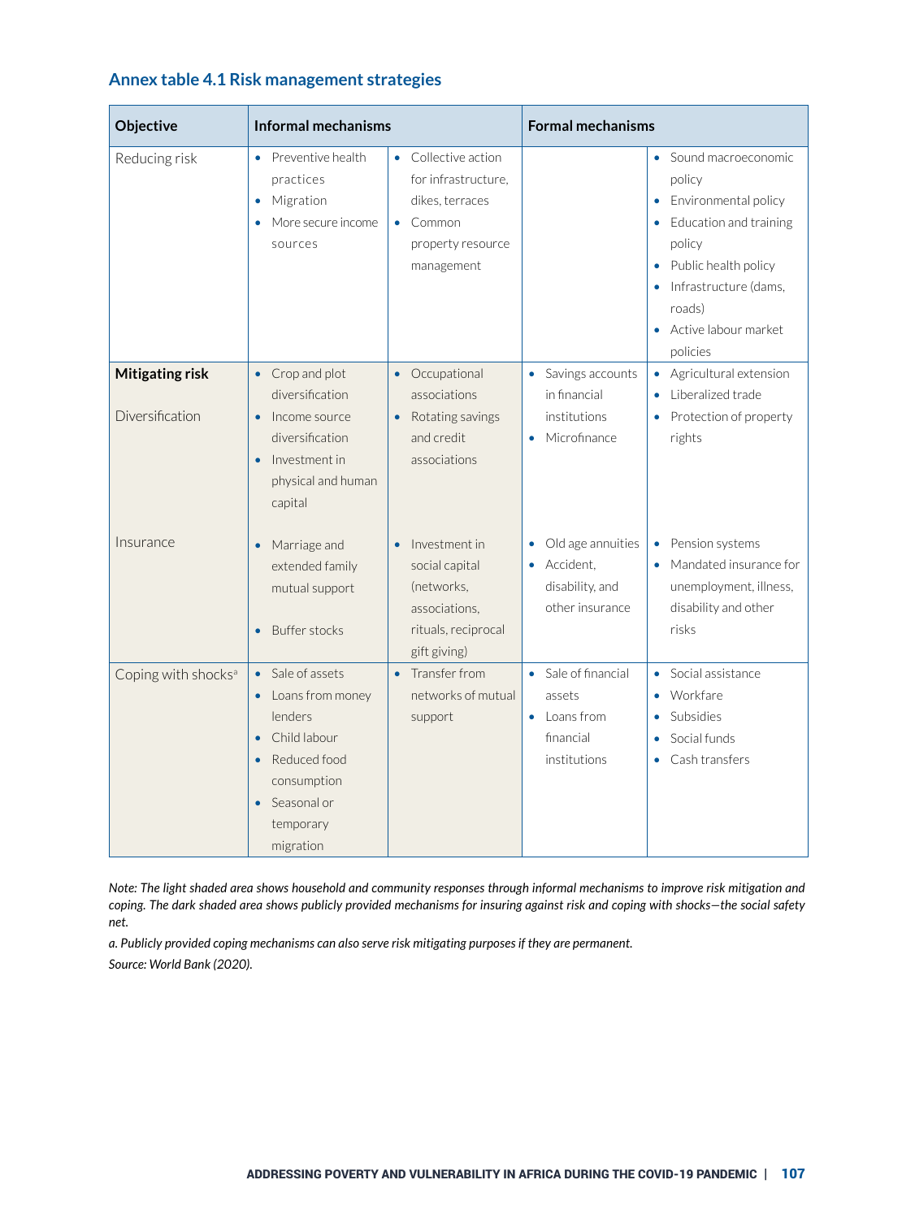## Annex table 4.1 Risk management strategies

| Objective | Informal mechanisms | | Formal mechanisms | |
|---|---|---|---|---|
| Reducing risk | • Preventive health practices<br>• Migration<br>• More secure income sources | • Collective action for infrastructure, dikes, terraces<br>• Common property resource management | | • Sound macroeconomic policy<br>• Environmental policy<br>• Education and training policy<br>• Public health policy<br>• Infrastructure (dams, roads)<br>• Active labour market policies |
| **Mitigating risk**<br><br>Diversification | • Crop and plot diversification<br>• Income source diversification<br>• Investment in physical and human capital | • Occupational associations<br>• Rotating savings and credit associations | • Savings accounts in financial institutions<br>• Microfinance | • Agricultural extension<br>• Liberalized trade<br>• Protection of property rights |
| Insurance | • Marriage and extended family mutual support<br>• Buffer stocks | • Investment in social capital (networks, associations, rituals, reciprocal gift giving) | • Old age annuities<br>• Accident, disability, and other insurance | • Pension systems<br>• Mandated insurance for unemployment, illness, disability and other risks |
| Coping with shocks[a] | • Sale of assets<br>• Loans from money lenders<br>• Child labour<br>• Reduced food consumption<br>• Seasonal or temporary migration | • Transfer from networks of mutual support | • Sale of financial assets<br>• Loans from financial institutions | • Social assistance<br>• Workfare<br>• Subsidies<br>• Social funds<br>• Cash transfers |

*Note: The light shaded area shows household and community responses through informal mechanisms to improve risk mitigation and coping. The dark shaded area shows publicly provided mechanisms for insuring against risk and coping with shocks—the social safety net.*

*a. Publicly provided coping mechanisms can also serve risk mitigating purposes if they are permanent.*

*Source: World Bank (2020).*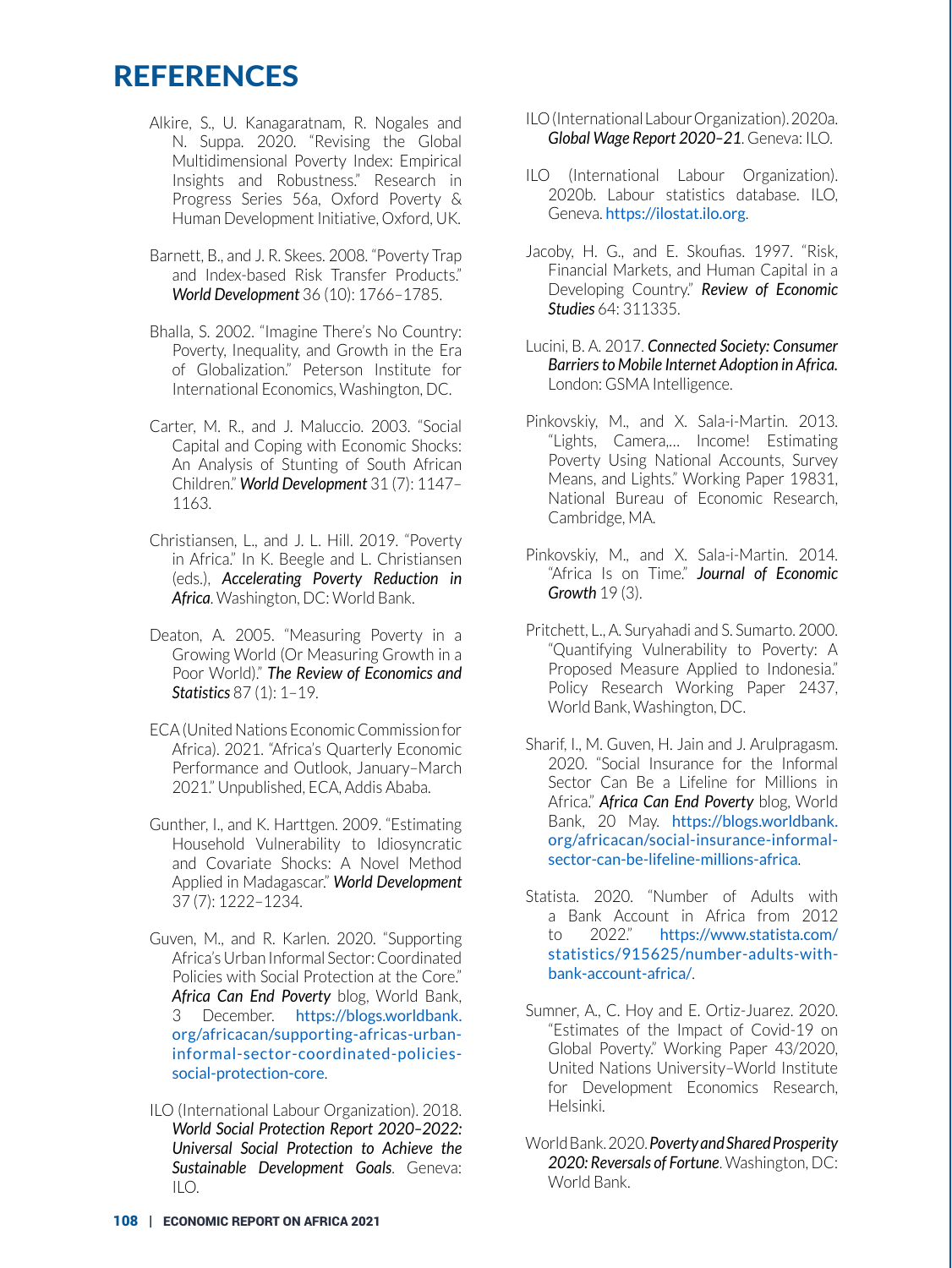# REFERENCES

Alkire, S., U. Kanagaratnam, R. Nogales and N. Suppa. 2020. "Revising the Global Multidimensional Poverty Index: Empirical Insights and Robustness." Research in Progress Series 56a, Oxford Poverty & Human Development Initiative, Oxford, UK.

Barnett, B., and J. R. Skees. 2008. "Poverty Trap and Index-based Risk Transfer Products." ***World Development*** 36 (10): 1766–1785.

Bhalla, S. 2002. "Imagine There's No Country: Poverty, Inequality, and Growth in the Era of Globalization." Peterson Institute for International Economics, Washington, DC.

Carter, M. R., and J. Maluccio. 2003. "Social Capital and Coping with Economic Shocks: An Analysis of Stunting of South African Children." ***World Development*** 31 (7): 1147–1163.

Christiansen, L., and J. L. Hill. 2019. "Poverty in Africa." In K. Beegle and L. Christiansen (eds.), ***Accelerating Poverty Reduction in Africa***. Washington, DC: World Bank.

Deaton, A. 2005. "Measuring Poverty in a Growing World (Or Measuring Growth in a Poor World)." ***The Review of Economics and Statistics*** 87 (1): 1–19.

ECA (United Nations Economic Commission for Africa). 2021. "Africa's Quarterly Economic Performance and Outlook, January–March 2021." Unpublished, ECA, Addis Ababa.

Gunther, I., and K. Harttgen. 2009. "Estimating Household Vulnerability to Idiosyncratic and Covariate Shocks: A Novel Method Applied in Madagascar." ***World Development*** 37 (7): 1222–1234.

Guven, M., and R. Karlen. 2020. "Supporting Africa's Urban Informal Sector: Coordinated Policies with Social Protection at the Core." ***Africa Can End Poverty*** blog, World Bank, 3 December. https://blogs.worldbank.org/africacan/supporting-africas-urban-informal-sector-coordinated-policies-social-protection-core.

ILO (International Labour Organization). 2018. ***World Social Protection Report 2020–2022: Universal Social Protection to Achieve the Sustainable Development Goals***. Geneva: ILO.

ILO (International Labour Organization). 2020a. ***Global Wage Report 2020–21***. Geneva: ILO.

ILO (International Labour Organization). 2020b. Labour statistics database. ILO, Geneva. https://ilostat.ilo.org.

Jacoby, H. G., and E. Skoufias. 1997. "Risk, Financial Markets, and Human Capital in a Developing Country." ***Review of Economic Studies*** 64: 311335.

Lucini, B. A. 2017. ***Connected Society: Consumer Barriers to Mobile Internet Adoption in Africa.*** London: GSMA Intelligence.

Pinkovskiy, M., and X. Sala-i-Martin. 2013. "Lights, Camera,… Income! Estimating Poverty Using National Accounts, Survey Means, and Lights." Working Paper 19831, National Bureau of Economic Research, Cambridge, MA.

Pinkovskiy, M., and X. Sala-i-Martin. 2014. "Africa Is on Time." ***Journal of Economic Growth*** 19 (3).

Pritchett, L., A. Suryahadi and S. Sumarto. 2000. "Quantifying Vulnerability to Poverty: A Proposed Measure Applied to Indonesia." Policy Research Working Paper 2437, World Bank, Washington, DC.

Sharif, I., M. Guven, H. Jain and J. Arulpragasm. 2020. "Social Insurance for the Informal Sector Can Be a Lifeline for Millions in Africa." ***Africa Can End Poverty*** blog, World Bank, 20 May. https://blogs.worldbank.org/africacan/social-insurance-informal-sector-can-be-lifeline-millions-africa.

Statista. 2020. "Number of Adults with a Bank Account in Africa from 2012 to 2022." https://www.statista.com/statistics/915625/number-adults-with-bank-account-africa/.

Sumner, A., C. Hoy and E. Ortiz-Juarez. 2020. "Estimates of the Impact of Covid-19 on Global Poverty." Working Paper 43/2020, United Nations University–World Institute for Development Economics Research, Helsinki.

World Bank. 2020. ***Poverty and Shared Prosperity 2020: Reversals of Fortune***. Washington, DC: World Bank.